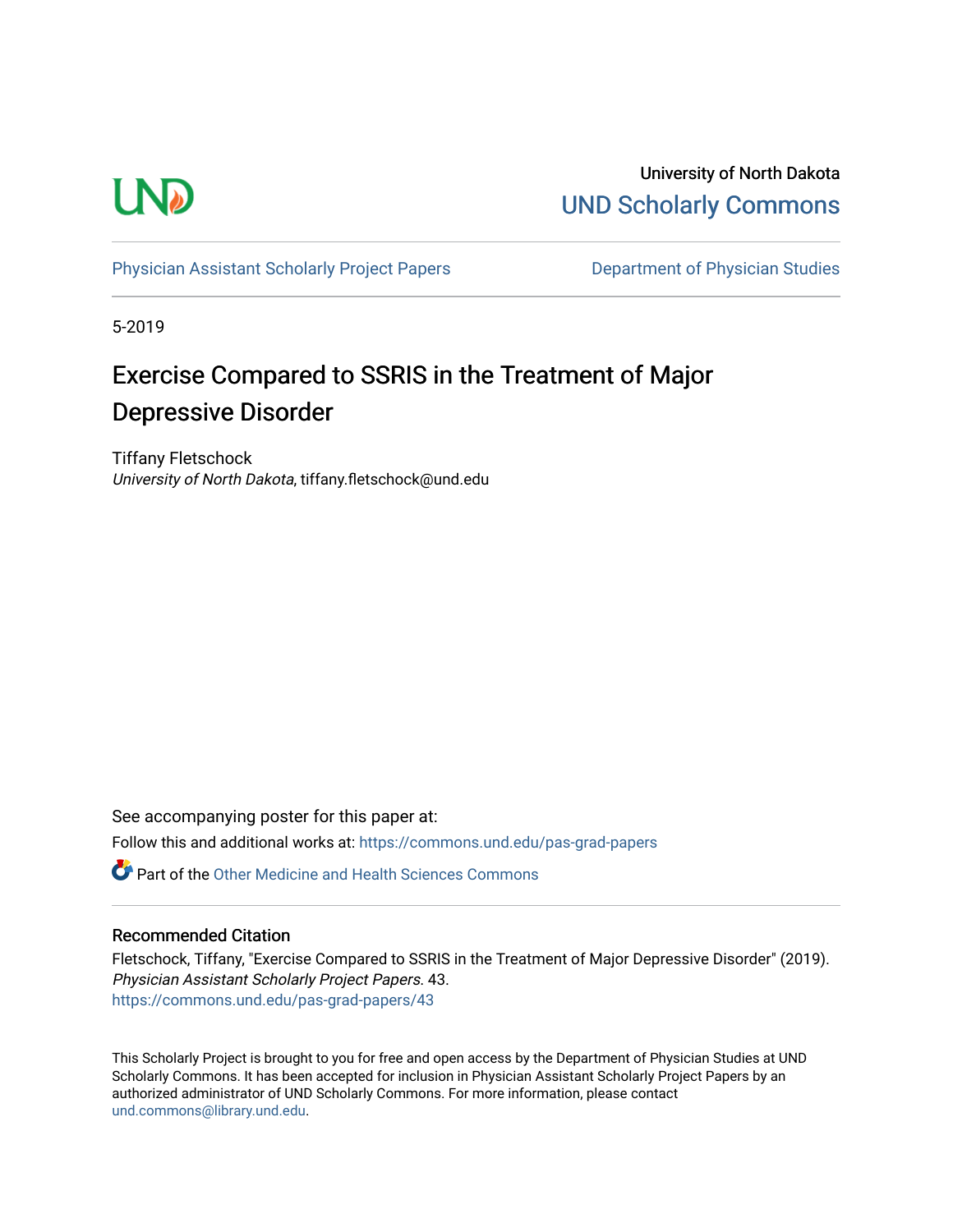University of North Dakota

UND Scholarly Commons

Physician Assistant Scholarly Project Papers

Department of Physician Studies

5-2019

# Exercise Compared to SSRIS in the Treatment of Major Depressive Disorder

Tiffany Fletschock

*University of North Dakota*, tiffany.fletschock@und.edu

See accompanying poster for this paper at:

Follow this and additional works at: https://commons.und.edu/pas-grad-papers

Part of the Other Medicine and Health Sciences Commons

### Recommended Citation

Fletschock, Tiffany, "Exercise Compared to SSRIS in the Treatment of Major Depressive Disorder" (2019). *Physician Assistant Scholarly Project Papers*. 43.
https://commons.und.edu/pas-grad-papers/43

This Scholarly Project is brought to you for free and open access by the Department of Physician Studies at UND Scholarly Commons. It has been accepted for inclusion in Physician Assistant Scholarly Project Papers by an authorized administrator of UND Scholarly Commons. For more information, please contact und.commons@library.und.edu.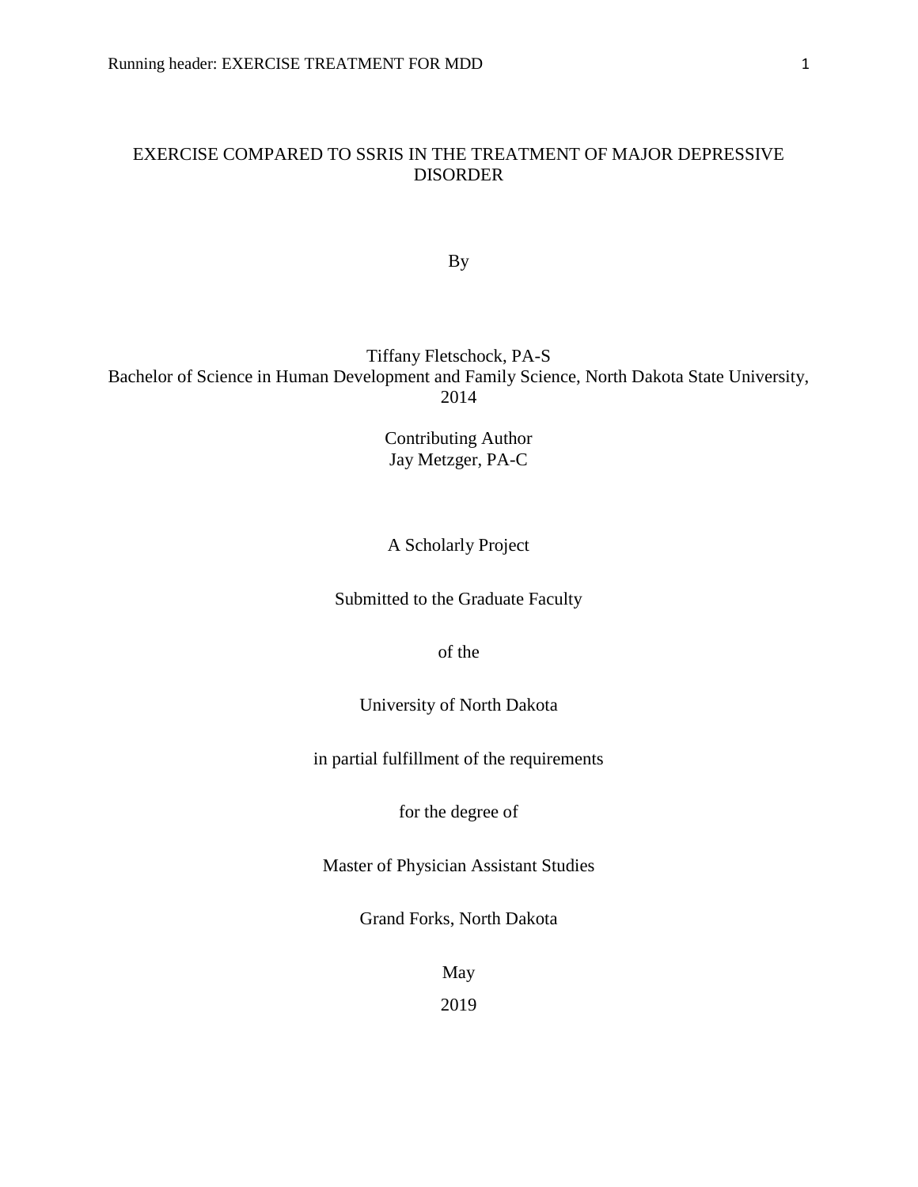# EXERCISE COMPARED TO SSRIS IN THE TREATMENT OF MAJOR DEPRESSIVE DISORDER

By

Tiffany Fletschock, PA-S
Bachelor of Science in Human Development and Family Science, North Dakota State University, 2014

Contributing Author
Jay Metzger, PA-C

A Scholarly Project

Submitted to the Graduate Faculty

of the

University of North Dakota

in partial fulfillment of the requirements

for the degree of

Master of Physician Assistant Studies

Grand Forks, North Dakota

May

2019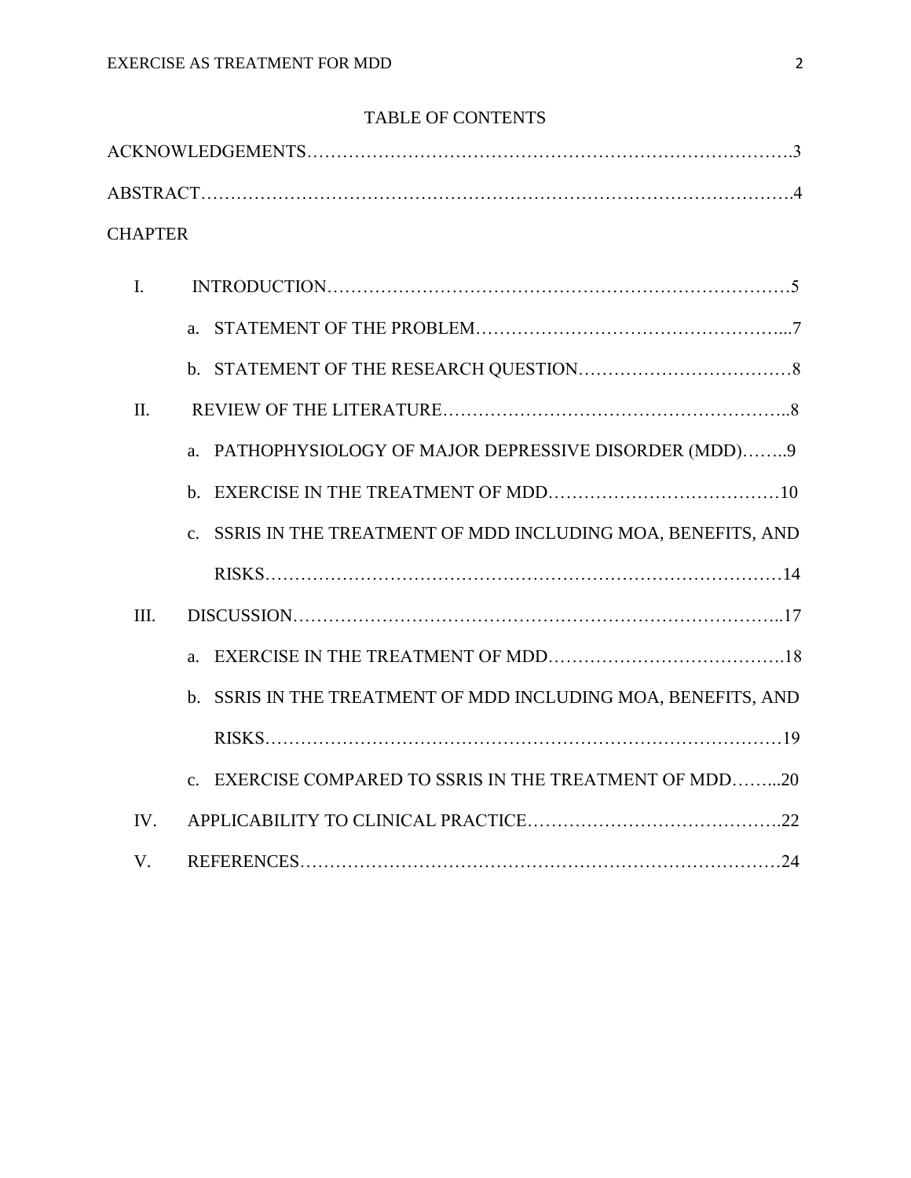# TABLE OF CONTENTS

ACKNOWLEDGEMENTS……………………………………………………………………….3

ABSTRACT…………………………………………………………………………………….4

CHAPTER

I. INTRODUCTION……………………………………………………………………5
   - a. STATEMENT OF THE PROBLEM……………………………………………...7
   - b. STATEMENT OF THE RESEARCH QUESTION………………………………8

II. REVIEW OF THE LITERATURE…………………………………………………..8
   - a. PATHOPHYSIOLOGY OF MAJOR DEPRESSIVE DISORDER (MDD)……..9
   - b. EXERCISE IN THE TREATMENT OF MDD…………………………………10
   - c. SSRIS IN THE TREATMENT OF MDD INCLUDING MOA, BENEFITS, AND RISKS………………………………………………………………………14

III. DISCUSSION………………………………………………………………………..17
   - a. EXERCISE IN THE TREATMENT OF MDD………………………………….18
   - b. SSRIS IN THE TREATMENT OF MDD INCLUDING MOA, BENEFITS, AND RISKS………………………………………………………………………19
   - c. EXERCISE COMPARED TO SSRIS IN THE TREATMENT OF MDD……...20

IV. APPLICABILITY TO CLINICAL PRACTICE…………………………………..22

V. REFERENCES………………………………………………………………………24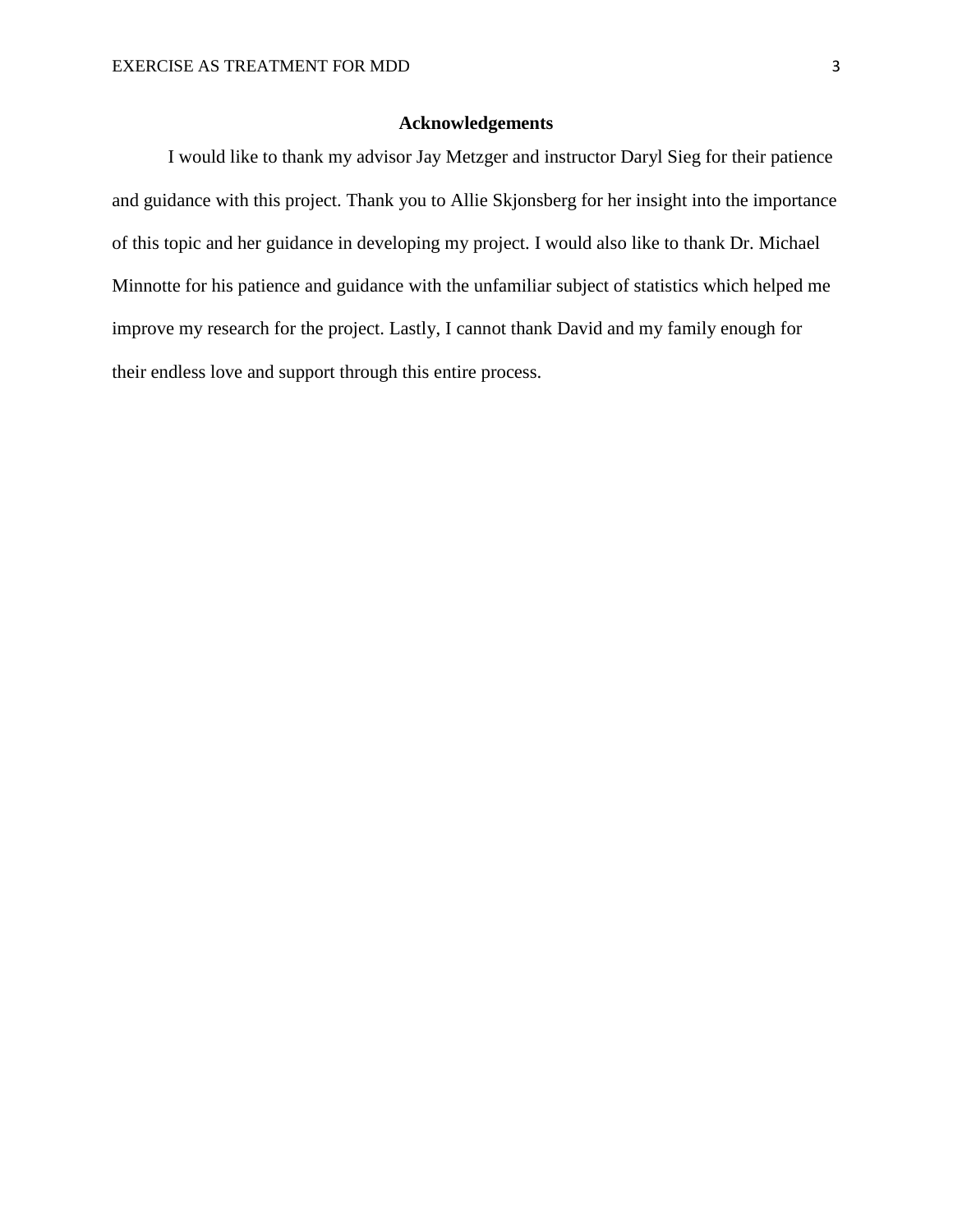## Acknowledgements

I would like to thank my advisor Jay Metzger and instructor Daryl Sieg for their patience and guidance with this project. Thank you to Allie Skjonsberg for her insight into the importance of this topic and her guidance in developing my project. I would also like to thank Dr. Michael Minnotte for his patience and guidance with the unfamiliar subject of statistics which helped me improve my research for the project. Lastly, I cannot thank David and my family enough for their endless love and support through this entire process.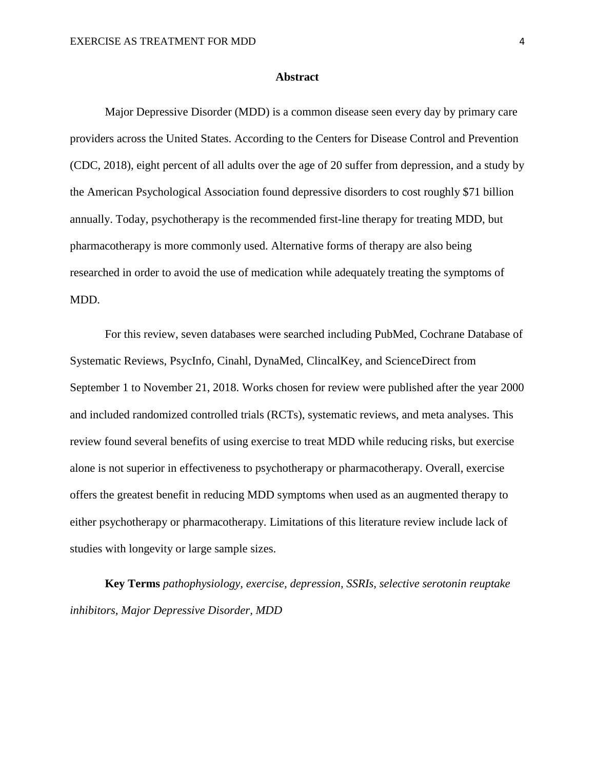## Abstract

Major Depressive Disorder (MDD) is a common disease seen every day by primary care providers across the United States. According to the Centers for Disease Control and Prevention (CDC, 2018), eight percent of all adults over the age of 20 suffer from depression, and a study by the American Psychological Association found depressive disorders to cost roughly $71 billion annually. Today, psychotherapy is the recommended first-line therapy for treating MDD, but pharmacotherapy is more commonly used. Alternative forms of therapy are also being researched in order to avoid the use of medication while adequately treating the symptoms of MDD.

For this review, seven databases were searched including PubMed, Cochrane Database of Systematic Reviews, PsycInfo, Cinahl, DynaMed, ClincalKey, and ScienceDirect from September 1 to November 21, 2018. Works chosen for review were published after the year 2000 and included randomized controlled trials (RCTs), systematic reviews, and meta analyses. This review found several benefits of using exercise to treat MDD while reducing risks, but exercise alone is not superior in effectiveness to psychotherapy or pharmacotherapy. Overall, exercise offers the greatest benefit in reducing MDD symptoms when used as an augmented therapy to either psychotherapy or pharmacotherapy. Limitations of this literature review include lack of studies with longevity or large sample sizes.

**Key Terms** *pathophysiology, exercise, depression, SSRIs, selective serotonin reuptake inhibitors, Major Depressive Disorder, MDD*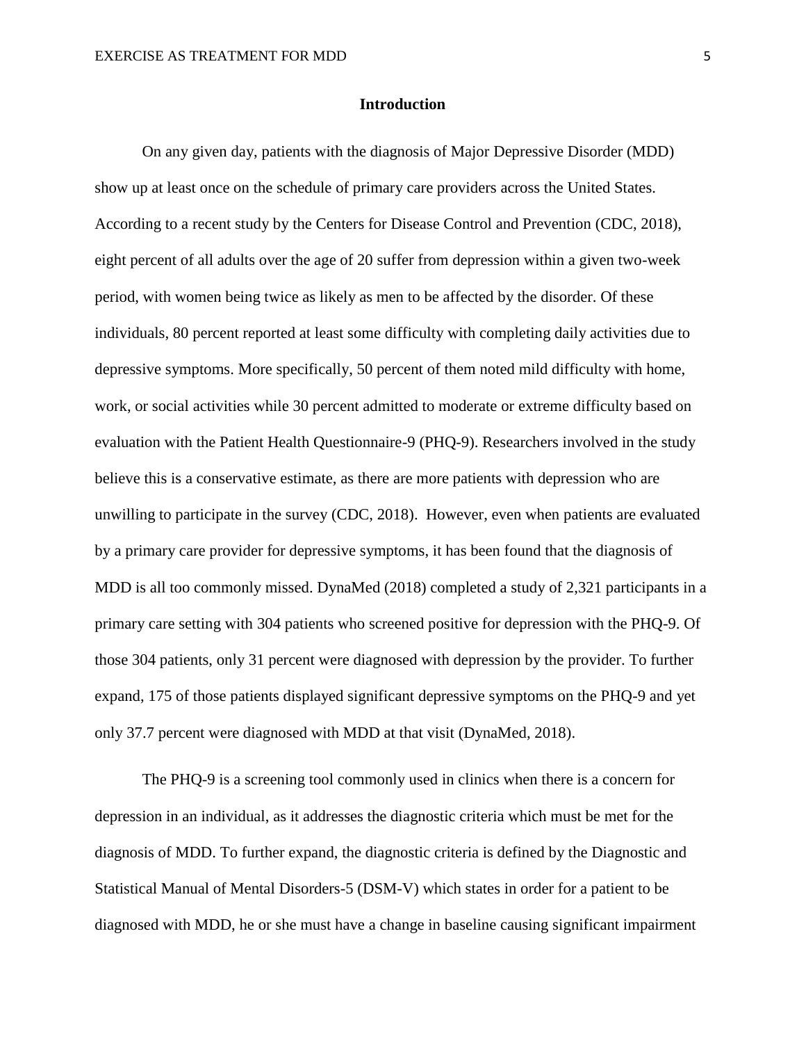## Introduction

On any given day, patients with the diagnosis of Major Depressive Disorder (MDD) show up at least once on the schedule of primary care providers across the United States. According to a recent study by the Centers for Disease Control and Prevention (CDC, 2018), eight percent of all adults over the age of 20 suffer from depression within a given two-week period, with women being twice as likely as men to be affected by the disorder. Of these individuals, 80 percent reported at least some difficulty with completing daily activities due to depressive symptoms. More specifically, 50 percent of them noted mild difficulty with home, work, or social activities while 30 percent admitted to moderate or extreme difficulty based on evaluation with the Patient Health Questionnaire-9 (PHQ-9). Researchers involved in the study believe this is a conservative estimate, as there are more patients with depression who are unwilling to participate in the survey (CDC, 2018). However, even when patients are evaluated by a primary care provider for depressive symptoms, it has been found that the diagnosis of MDD is all too commonly missed. DynaMed (2018) completed a study of 2,321 participants in a primary care setting with 304 patients who screened positive for depression with the PHQ-9. Of those 304 patients, only 31 percent were diagnosed with depression by the provider. To further expand, 175 of those patients displayed significant depressive symptoms on the PHQ-9 and yet only 37.7 percent were diagnosed with MDD at that visit (DynaMed, 2018).

The PHQ-9 is a screening tool commonly used in clinics when there is a concern for depression in an individual, as it addresses the diagnostic criteria which must be met for the diagnosis of MDD. To further expand, the diagnostic criteria is defined by the Diagnostic and Statistical Manual of Mental Disorders-5 (DSM-V) which states in order for a patient to be diagnosed with MDD, he or she must have a change in baseline causing significant impairment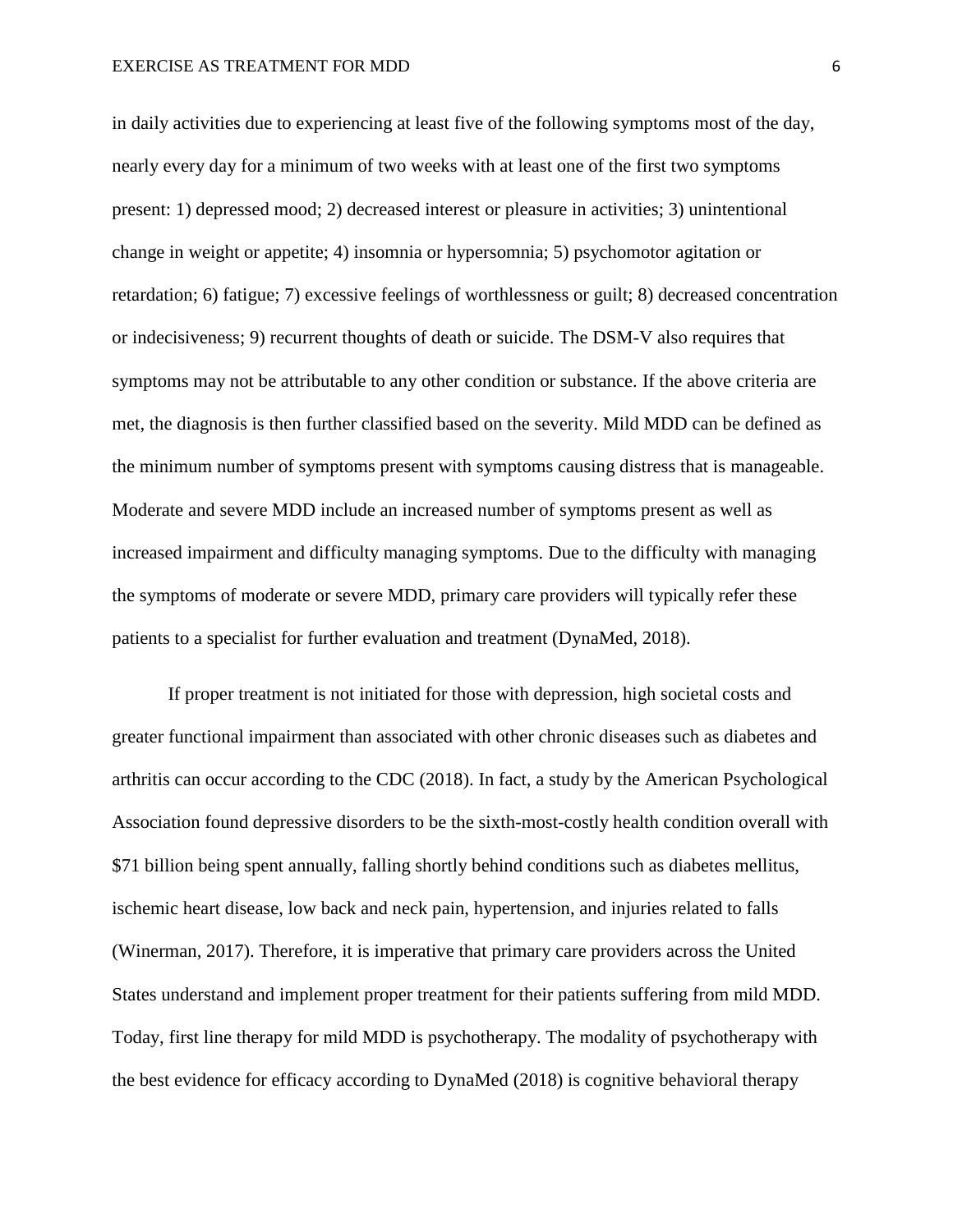in daily activities due to experiencing at least five of the following symptoms most of the day, nearly every day for a minimum of two weeks with at least one of the first two symptoms present: 1) depressed mood; 2) decreased interest or pleasure in activities; 3) unintentional change in weight or appetite; 4) insomnia or hypersomnia; 5) psychomotor agitation or retardation; 6) fatigue; 7) excessive feelings of worthlessness or guilt; 8) decreased concentration or indecisiveness; 9) recurrent thoughts of death or suicide. The DSM-V also requires that symptoms may not be attributable to any other condition or substance. If the above criteria are met, the diagnosis is then further classified based on the severity. Mild MDD can be defined as the minimum number of symptoms present with symptoms causing distress that is manageable. Moderate and severe MDD include an increased number of symptoms present as well as increased impairment and difficulty managing symptoms. Due to the difficulty with managing the symptoms of moderate or severe MDD, primary care providers will typically refer these patients to a specialist for further evaluation and treatment (DynaMed, 2018).

If proper treatment is not initiated for those with depression, high societal costs and greater functional impairment than associated with other chronic diseases such as diabetes and arthritis can occur according to the CDC (2018). In fact, a study by the American Psychological Association found depressive disorders to be the sixth-most-costly health condition overall with $71 billion being spent annually, falling shortly behind conditions such as diabetes mellitus, ischemic heart disease, low back and neck pain, hypertension, and injuries related to falls (Winerman, 2017). Therefore, it is imperative that primary care providers across the United States understand and implement proper treatment for their patients suffering from mild MDD. Today, first line therapy for mild MDD is psychotherapy. The modality of psychotherapy with the best evidence for efficacy according to DynaMed (2018) is cognitive behavioral therapy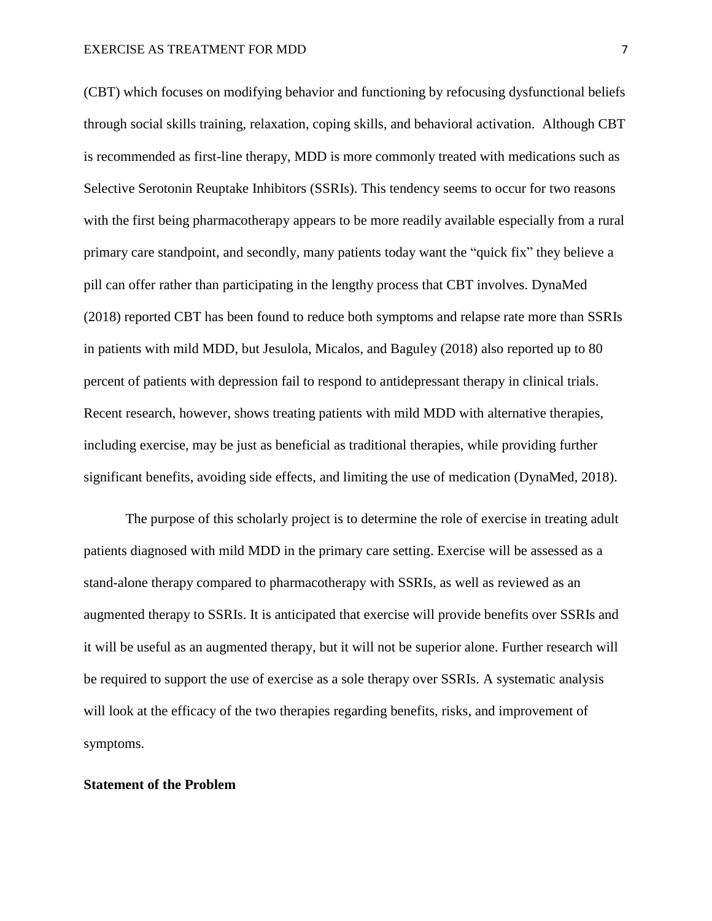(CBT) which focuses on modifying behavior and functioning by refocusing dysfunctional beliefs through social skills training, relaxation, coping skills, and behavioral activation. Although CBT is recommended as first-line therapy, MDD is more commonly treated with medications such as Selective Serotonin Reuptake Inhibitors (SSRIs). This tendency seems to occur for two reasons with the first being pharmacotherapy appears to be more readily available especially from a rural primary care standpoint, and secondly, many patients today want the "quick fix" they believe a pill can offer rather than participating in the lengthy process that CBT involves. DynaMed (2018) reported CBT has been found to reduce both symptoms and relapse rate more than SSRIs in patients with mild MDD, but Jesulola, Micalos, and Baguley (2018) also reported up to 80 percent of patients with depression fail to respond to antidepressant therapy in clinical trials. Recent research, however, shows treating patients with mild MDD with alternative therapies, including exercise, may be just as beneficial as traditional therapies, while providing further significant benefits, avoiding side effects, and limiting the use of medication (DynaMed, 2018).

The purpose of this scholarly project is to determine the role of exercise in treating adult patients diagnosed with mild MDD in the primary care setting. Exercise will be assessed as a stand-alone therapy compared to pharmacotherapy with SSRIs, as well as reviewed as an augmented therapy to SSRIs. It is anticipated that exercise will provide benefits over SSRIs and it will be useful as an augmented therapy, but it will not be superior alone. Further research will be required to support the use of exercise as a sole therapy over SSRIs. A systematic analysis will look at the efficacy of the two therapies regarding benefits, risks, and improvement of symptoms.

**Statement of the Problem**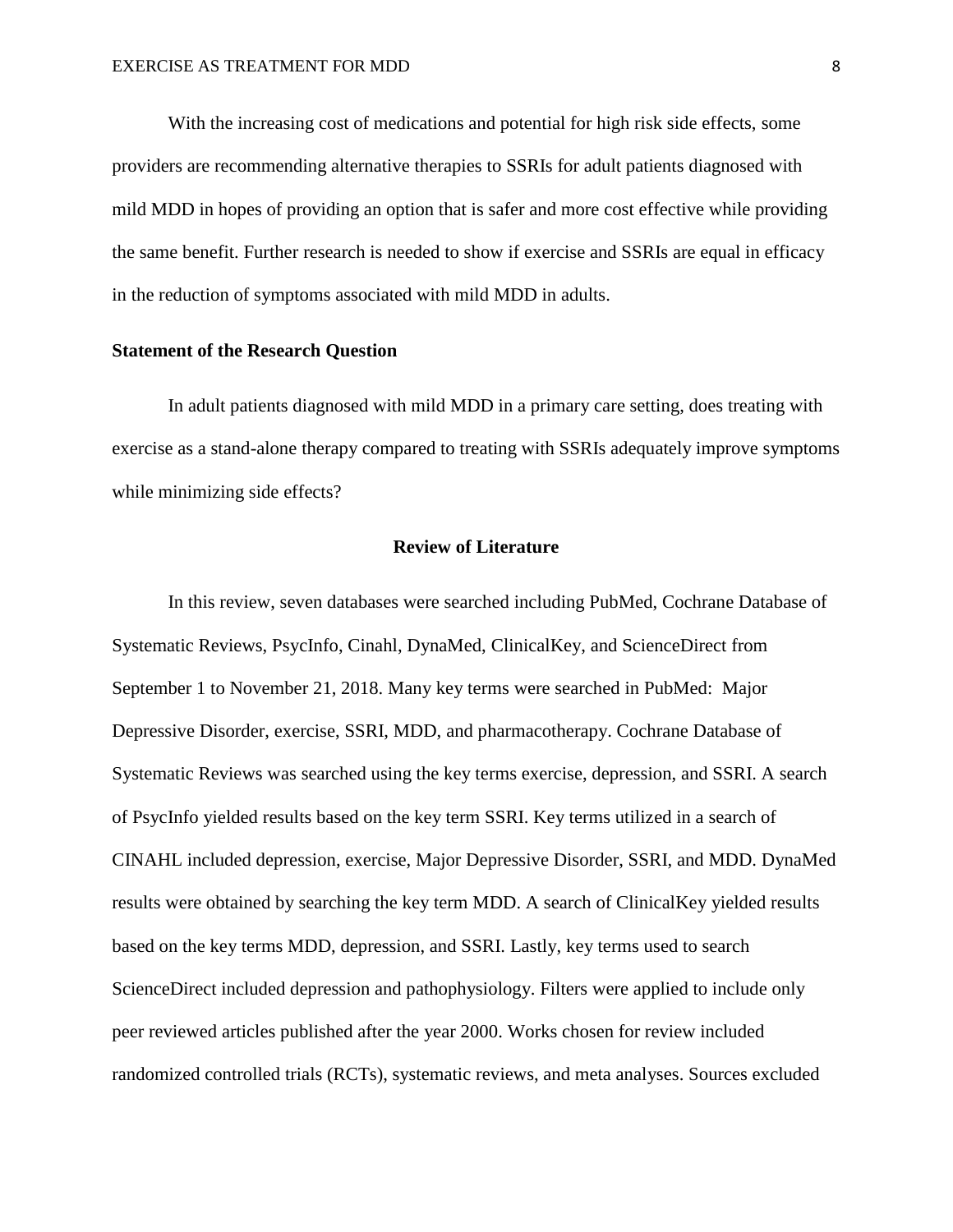With the increasing cost of medications and potential for high risk side effects, some providers are recommending alternative therapies to SSRIs for adult patients diagnosed with mild MDD in hopes of providing an option that is safer and more cost effective while providing the same benefit. Further research is needed to show if exercise and SSRIs are equal in efficacy in the reduction of symptoms associated with mild MDD in adults.

**Statement of the Research Question**

In adult patients diagnosed with mild MDD in a primary care setting, does treating with exercise as a stand-alone therapy compared to treating with SSRIs adequately improve symptoms while minimizing side effects?

## Review of Literature

In this review, seven databases were searched including PubMed, Cochrane Database of Systematic Reviews, PsycInfo, Cinahl, DynaMed, ClinicalKey, and ScienceDirect from September 1 to November 21, 2018. Many key terms were searched in PubMed: Major Depressive Disorder, exercise, SSRI, MDD, and pharmacotherapy. Cochrane Database of Systematic Reviews was searched using the key terms exercise, depression, and SSRI. A search of PsycInfo yielded results based on the key term SSRI. Key terms utilized in a search of CINAHL included depression, exercise, Major Depressive Disorder, SSRI, and MDD. DynaMed results were obtained by searching the key term MDD. A search of ClinicalKey yielded results based on the key terms MDD, depression, and SSRI. Lastly, key terms used to search ScienceDirect included depression and pathophysiology. Filters were applied to include only peer reviewed articles published after the year 2000. Works chosen for review included randomized controlled trials (RCTs), systematic reviews, and meta analyses. Sources excluded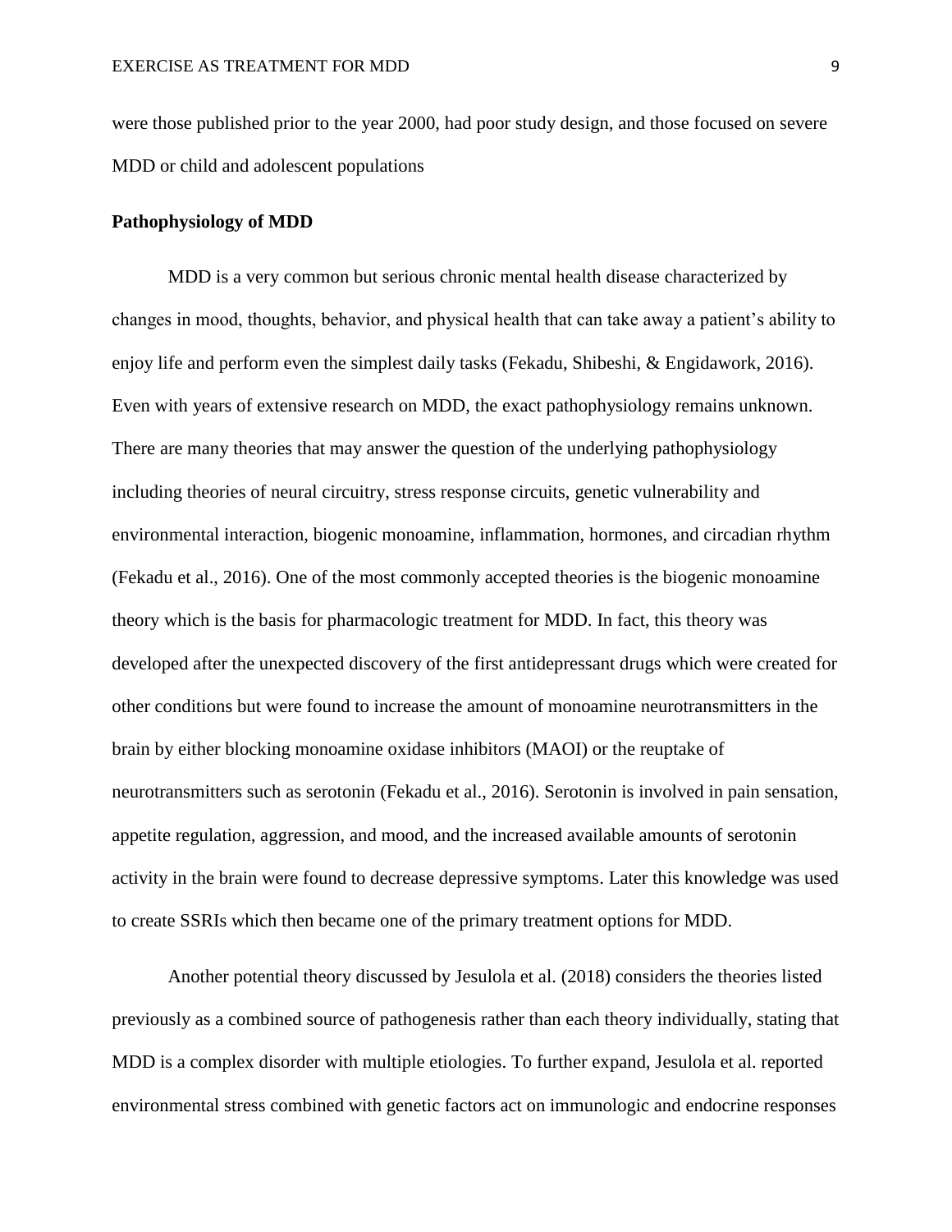were those published prior to the year 2000, had poor study design, and those focused on severe MDD or child and adolescent populations

**Pathophysiology of MDD**

MDD is a very common but serious chronic mental health disease characterized by changes in mood, thoughts, behavior, and physical health that can take away a patient's ability to enjoy life and perform even the simplest daily tasks (Fekadu, Shibeshi, & Engidawork, 2016). Even with years of extensive research on MDD, the exact pathophysiology remains unknown. There are many theories that may answer the question of the underlying pathophysiology including theories of neural circuitry, stress response circuits, genetic vulnerability and environmental interaction, biogenic monoamine, inflammation, hormones, and circadian rhythm (Fekadu et al., 2016). One of the most commonly accepted theories is the biogenic monoamine theory which is the basis for pharmacologic treatment for MDD. In fact, this theory was developed after the unexpected discovery of the first antidepressant drugs which were created for other conditions but were found to increase the amount of monoamine neurotransmitters in the brain by either blocking monoamine oxidase inhibitors (MAOI) or the reuptake of neurotransmitters such as serotonin (Fekadu et al., 2016). Serotonin is involved in pain sensation, appetite regulation, aggression, and mood, and the increased available amounts of serotonin activity in the brain were found to decrease depressive symptoms. Later this knowledge was used to create SSRIs which then became one of the primary treatment options for MDD.

Another potential theory discussed by Jesulola et al. (2018) considers the theories listed previously as a combined source of pathogenesis rather than each theory individually, stating that MDD is a complex disorder with multiple etiologies. To further expand, Jesulola et al. reported environmental stress combined with genetic factors act on immunologic and endocrine responses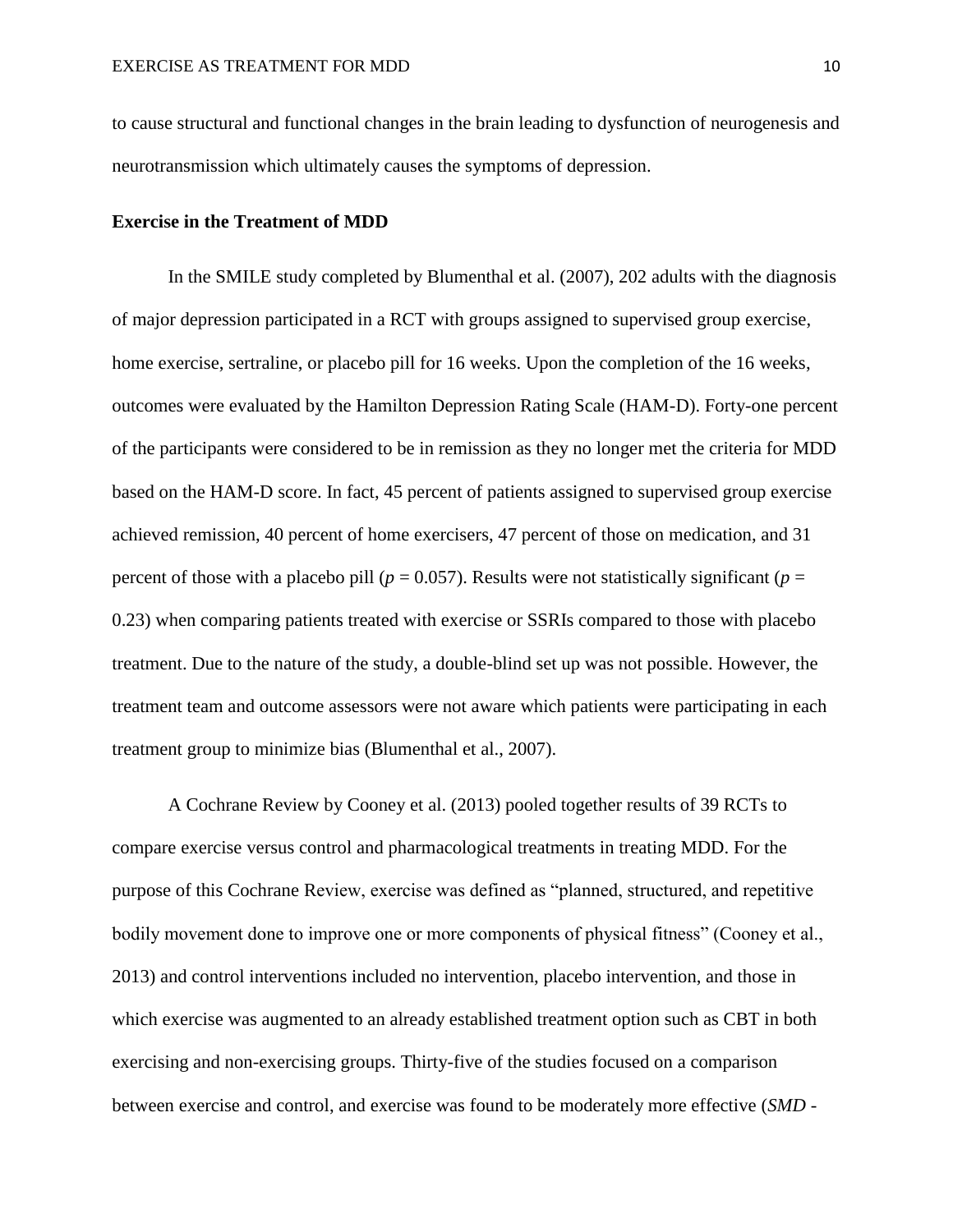to cause structural and functional changes in the brain leading to dysfunction of neurogenesis and neurotransmission which ultimately causes the symptoms of depression.

**Exercise in the Treatment of MDD**

In the SMILE study completed by Blumenthal et al. (2007), 202 adults with the diagnosis of major depression participated in a RCT with groups assigned to supervised group exercise, home exercise, sertraline, or placebo pill for 16 weeks. Upon the completion of the 16 weeks, outcomes were evaluated by the Hamilton Depression Rating Scale (HAM-D). Forty-one percent of the participants were considered to be in remission as they no longer met the criteria for MDD based on the HAM-D score. In fact, 45 percent of patients assigned to supervised group exercise achieved remission, 40 percent of home exercisers, 47 percent of those on medication, and 31 percent of those with a placebo pill ($p = 0.057$). Results were not statistically significant ($p = 0.23$) when comparing patients treated with exercise or SSRIs compared to those with placebo treatment. Due to the nature of the study, a double-blind set up was not possible. However, the treatment team and outcome assessors were not aware which patients were participating in each treatment group to minimize bias (Blumenthal et al., 2007).

A Cochrane Review by Cooney et al. (2013) pooled together results of 39 RCTs to compare exercise versus control and pharmacological treatments in treating MDD. For the purpose of this Cochrane Review, exercise was defined as "planned, structured, and repetitive bodily movement done to improve one or more components of physical fitness" (Cooney et al., 2013) and control interventions included no intervention, placebo intervention, and those in which exercise was augmented to an already established treatment option such as CBT in both exercising and non-exercising groups. Thirty-five of the studies focused on a comparison between exercise and control, and exercise was found to be moderately more effective (*SMD* -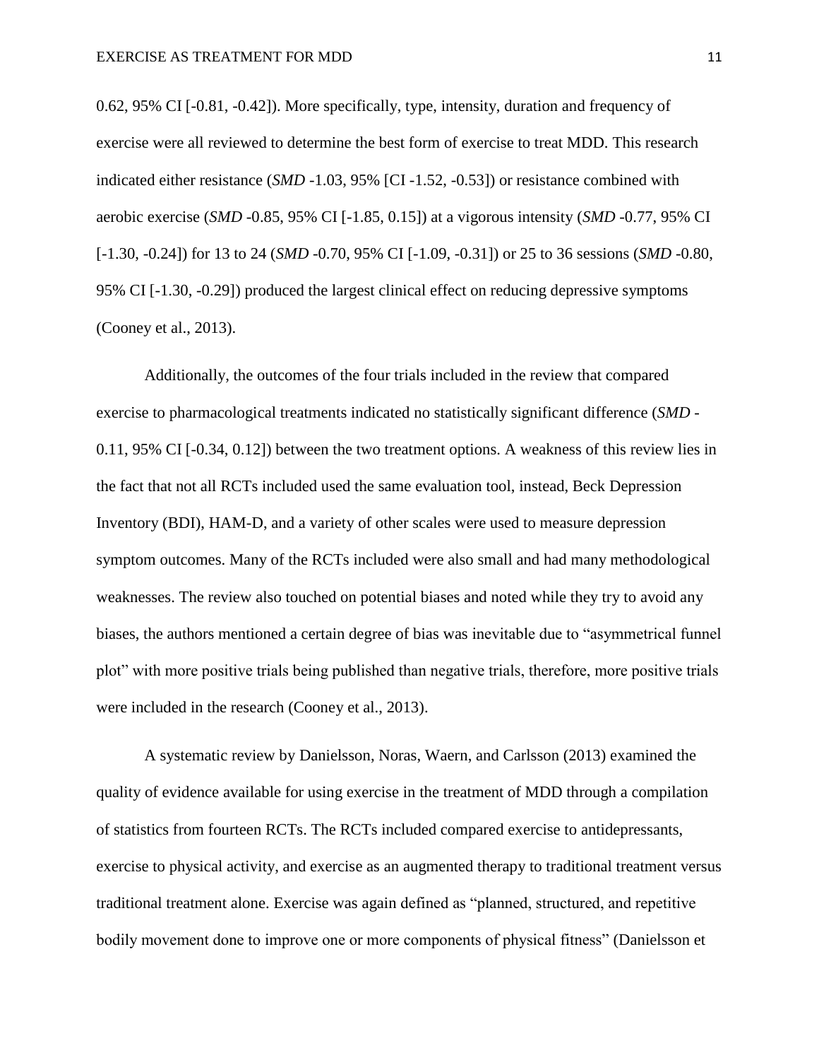0.62, 95% CI [-0.81, -0.42]). More specifically, type, intensity, duration and frequency of exercise were all reviewed to determine the best form of exercise to treat MDD. This research indicated either resistance (*SMD* -1.03, 95% [CI -1.52, -0.53]) or resistance combined with aerobic exercise (*SMD* -0.85, 95% CI [-1.85, 0.15]) at a vigorous intensity (*SMD* -0.77, 95% CI [-1.30, -0.24]) for 13 to 24 (*SMD* -0.70, 95% CI [-1.09, -0.31]) or 25 to 36 sessions (*SMD* -0.80, 95% CI [-1.30, -0.29]) produced the largest clinical effect on reducing depressive symptoms (Cooney et al., 2013).

Additionally, the outcomes of the four trials included in the review that compared exercise to pharmacological treatments indicated no statistically significant difference (*SMD* -0.11, 95% CI [-0.34, 0.12]) between the two treatment options. A weakness of this review lies in the fact that not all RCTs included used the same evaluation tool, instead, Beck Depression Inventory (BDI), HAM-D, and a variety of other scales were used to measure depression symptom outcomes. Many of the RCTs included were also small and had many methodological weaknesses. The review also touched on potential biases and noted while they try to avoid any biases, the authors mentioned a certain degree of bias was inevitable due to "asymmetrical funnel plot" with more positive trials being published than negative trials, therefore, more positive trials were included in the research (Cooney et al., 2013).

A systematic review by Danielsson, Noras, Waern, and Carlsson (2013) examined the quality of evidence available for using exercise in the treatment of MDD through a compilation of statistics from fourteen RCTs. The RCTs included compared exercise to antidepressants, exercise to physical activity, and exercise as an augmented therapy to traditional treatment versus traditional treatment alone. Exercise was again defined as "planned, structured, and repetitive bodily movement done to improve one or more components of physical fitness" (Danielsson et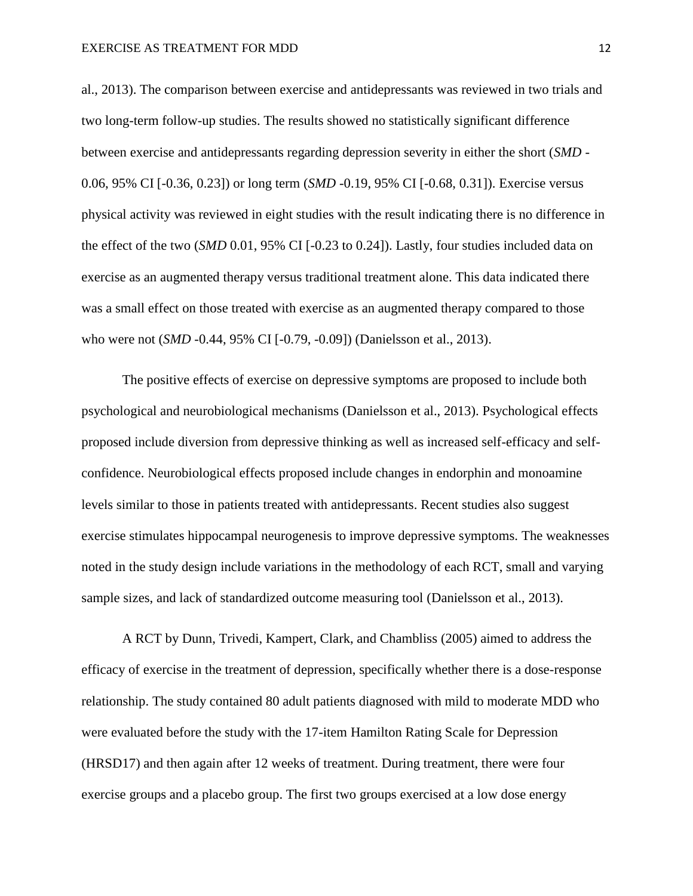al., 2013). The comparison between exercise and antidepressants was reviewed in two trials and two long-term follow-up studies. The results showed no statistically significant difference between exercise and antidepressants regarding depression severity in either the short (*SMD* -0.06, 95% CI [-0.36, 0.23]) or long term (*SMD* -0.19, 95% CI [-0.68, 0.31]). Exercise versus physical activity was reviewed in eight studies with the result indicating there is no difference in the effect of the two (*SMD* 0.01, 95% CI [-0.23 to 0.24]). Lastly, four studies included data on exercise as an augmented therapy versus traditional treatment alone. This data indicated there was a small effect on those treated with exercise as an augmented therapy compared to those who were not (*SMD* -0.44, 95% CI [-0.79, -0.09]) (Danielsson et al., 2013).

The positive effects of exercise on depressive symptoms are proposed to include both psychological and neurobiological mechanisms (Danielsson et al., 2013). Psychological effects proposed include diversion from depressive thinking as well as increased self-efficacy and self-confidence. Neurobiological effects proposed include changes in endorphin and monoamine levels similar to those in patients treated with antidepressants. Recent studies also suggest exercise stimulates hippocampal neurogenesis to improve depressive symptoms. The weaknesses noted in the study design include variations in the methodology of each RCT, small and varying sample sizes, and lack of standardized outcome measuring tool (Danielsson et al., 2013).

A RCT by Dunn, Trivedi, Kampert, Clark, and Chambliss (2005) aimed to address the efficacy of exercise in the treatment of depression, specifically whether there is a dose-response relationship. The study contained 80 adult patients diagnosed with mild to moderate MDD who were evaluated before the study with the 17-item Hamilton Rating Scale for Depression (HRSD17) and then again after 12 weeks of treatment. During treatment, there were four exercise groups and a placebo group. The first two groups exercised at a low dose energy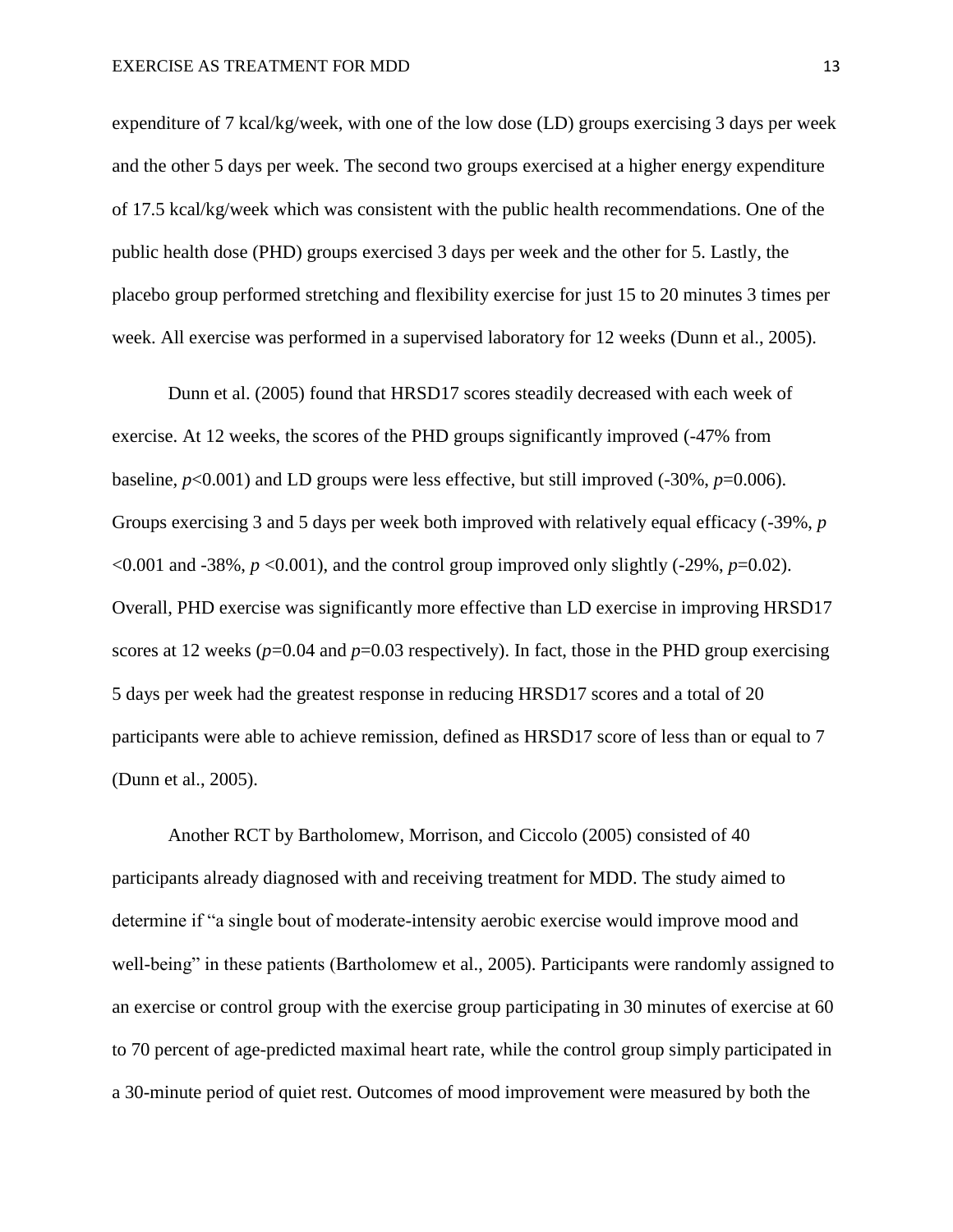expenditure of 7 kcal/kg/week, with one of the low dose (LD) groups exercising 3 days per week and the other 5 days per week. The second two groups exercised at a higher energy expenditure of 17.5 kcal/kg/week which was consistent with the public health recommendations. One of the public health dose (PHD) groups exercised 3 days per week and the other for 5. Lastly, the placebo group performed stretching and flexibility exercise for just 15 to 20 minutes 3 times per week. All exercise was performed in a supervised laboratory for 12 weeks (Dunn et al., 2005).

Dunn et al. (2005) found that HRSD17 scores steadily decreased with each week of exercise. At 12 weeks, the scores of the PHD groups significantly improved (-47% from baseline, $p<0.001$) and LD groups were less effective, but still improved (-30%, $p=0.006$). Groups exercising 3 and 5 days per week both improved with relatively equal efficacy (-39%, $p<0.001$ and -38%, $p<0.001$), and the control group improved only slightly (-29%, $p=0.02$). Overall, PHD exercise was significantly more effective than LD exercise in improving HRSD17 scores at 12 weeks ($p=0.04$ and $p=0.03$ respectively). In fact, those in the PHD group exercising 5 days per week had the greatest response in reducing HRSD17 scores and a total of 20 participants were able to achieve remission, defined as HRSD17 score of less than or equal to 7 (Dunn et al., 2005).

Another RCT by Bartholomew, Morrison, and Ciccolo (2005) consisted of 40 participants already diagnosed with and receiving treatment for MDD. The study aimed to determine if "a single bout of moderate-intensity aerobic exercise would improve mood and well-being" in these patients (Bartholomew et al., 2005). Participants were randomly assigned to an exercise or control group with the exercise group participating in 30 minutes of exercise at 60 to 70 percent of age-predicted maximal heart rate, while the control group simply participated in a 30-minute period of quiet rest. Outcomes of mood improvement were measured by both the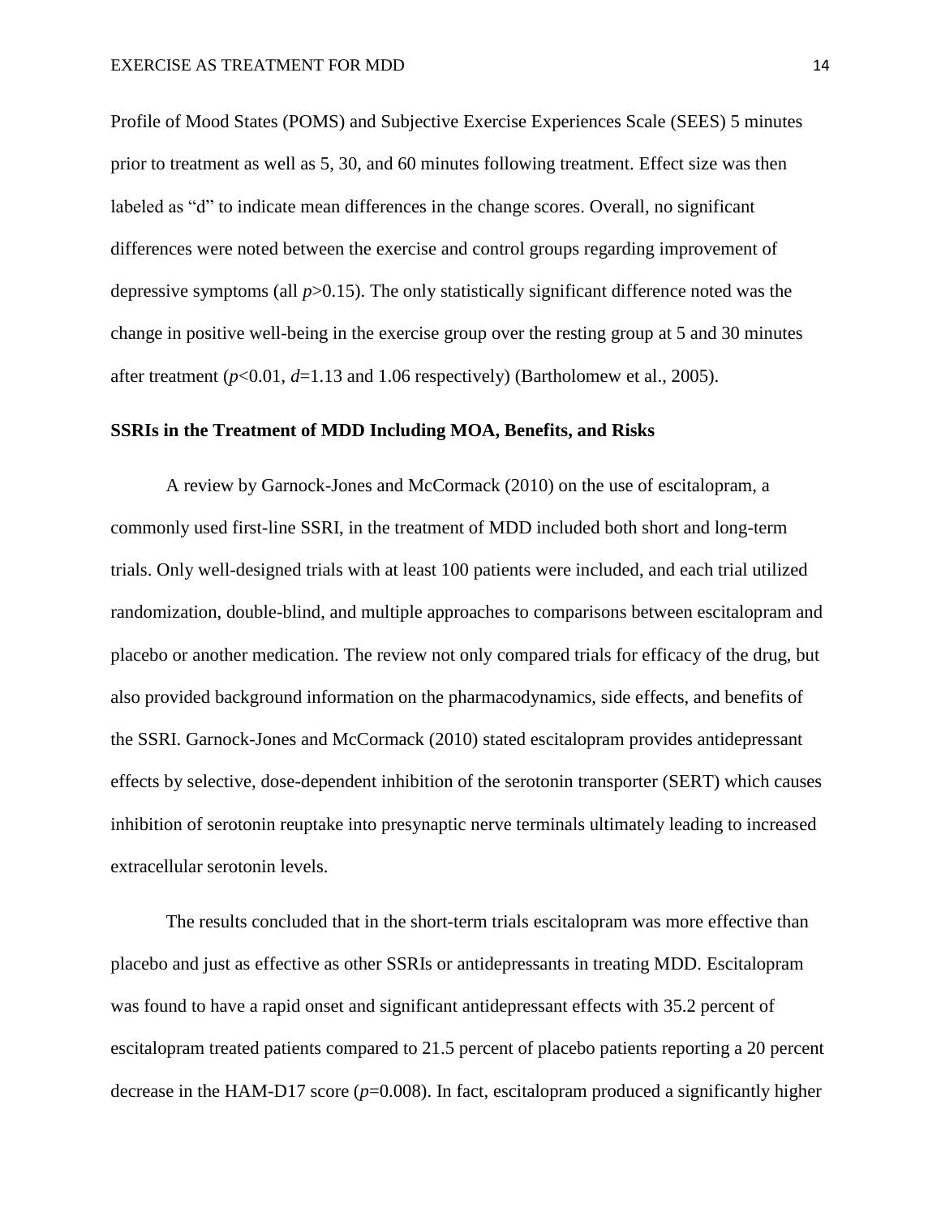Profile of Mood States (POMS) and Subjective Exercise Experiences Scale (SEES) 5 minutes prior to treatment as well as 5, 30, and 60 minutes following treatment. Effect size was then labeled as "d" to indicate mean differences in the change scores. Overall, no significant differences were noted between the exercise and control groups regarding improvement of depressive symptoms (all $p>0.15$). The only statistically significant difference noted was the change in positive well-being in the exercise group over the resting group at 5 and 30 minutes after treatment ($p<0.01$, $d=1.13$ and 1.06 respectively) (Bartholomew et al., 2005).

### SSRIs in the Treatment of MDD Including MOA, Benefits, and Risks

A review by Garnock-Jones and McCormack (2010) on the use of escitalopram, a commonly used first-line SSRI, in the treatment of MDD included both short and long-term trials. Only well-designed trials with at least 100 patients were included, and each trial utilized randomization, double-blind, and multiple approaches to comparisons between escitalopram and placebo or another medication. The review not only compared trials for efficacy of the drug, but also provided background information on the pharmacodynamics, side effects, and benefits of the SSRI. Garnock-Jones and McCormack (2010) stated escitalopram provides antidepressant effects by selective, dose-dependent inhibition of the serotonin transporter (SERT) which causes inhibition of serotonin reuptake into presynaptic nerve terminals ultimately leading to increased extracellular serotonin levels.

The results concluded that in the short-term trials escitalopram was more effective than placebo and just as effective as other SSRIs or antidepressants in treating MDD. Escitalopram was found to have a rapid onset and significant antidepressant effects with 35.2 percent of escitalopram treated patients compared to 21.5 percent of placebo patients reporting a 20 percent decrease in the HAM-D17 score ($p=0.008$). In fact, escitalopram produced a significantly higher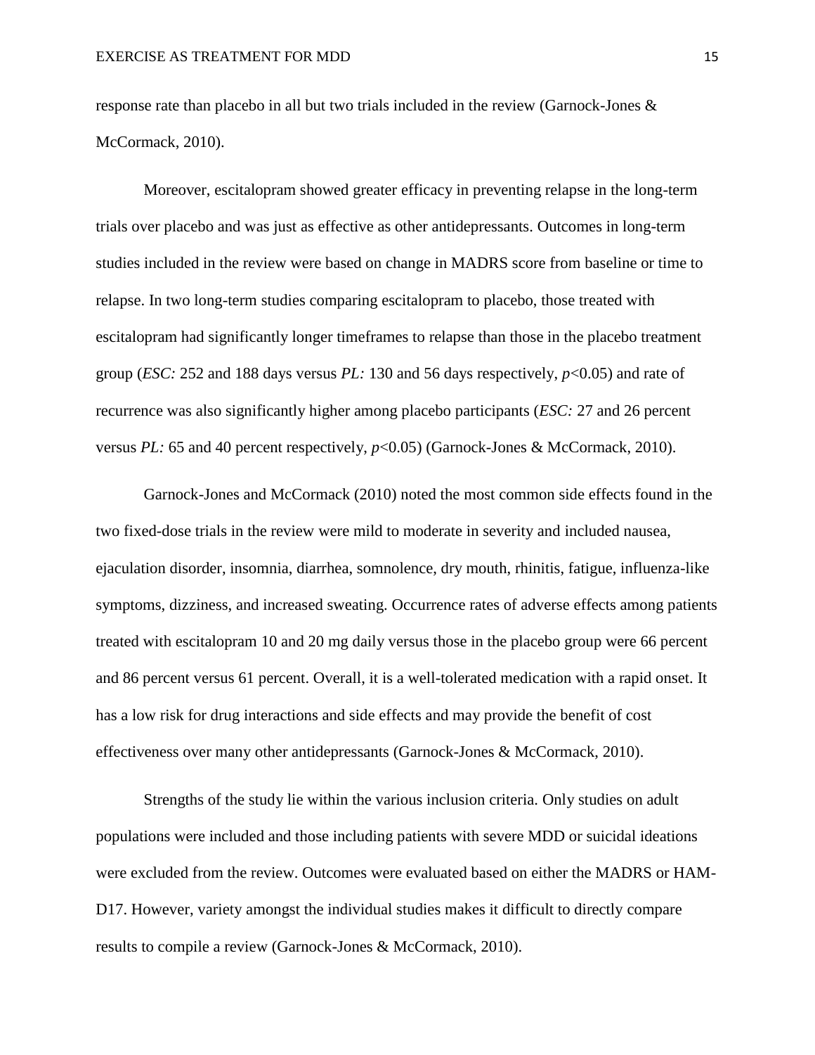response rate than placebo in all but two trials included in the review (Garnock-Jones & McCormack, 2010).

Moreover, escitalopram showed greater efficacy in preventing relapse in the long-term trials over placebo and was just as effective as other antidepressants. Outcomes in long-term studies included in the review were based on change in MADRS score from baseline or time to relapse. In two long-term studies comparing escitalopram to placebo, those treated with escitalopram had significantly longer timeframes to relapse than those in the placebo treatment group (*ESC:* 252 and 188 days versus *PL:* 130 and 56 days respectively, $p<0.05$) and rate of recurrence was also significantly higher among placebo participants (*ESC:* 27 and 26 percent versus *PL:* 65 and 40 percent respectively, $p<0.05$) (Garnock-Jones & McCormack, 2010).

Garnock-Jones and McCormack (2010) noted the most common side effects found in the two fixed-dose trials in the review were mild to moderate in severity and included nausea, ejaculation disorder, insomnia, diarrhea, somnolence, dry mouth, rhinitis, fatigue, influenza-like symptoms, dizziness, and increased sweating. Occurrence rates of adverse effects among patients treated with escitalopram 10 and 20 mg daily versus those in the placebo group were 66 percent and 86 percent versus 61 percent. Overall, it is a well-tolerated medication with a rapid onset. It has a low risk for drug interactions and side effects and may provide the benefit of cost effectiveness over many other antidepressants (Garnock-Jones & McCormack, 2010).

Strengths of the study lie within the various inclusion criteria. Only studies on adult populations were included and those including patients with severe MDD or suicidal ideations were excluded from the review. Outcomes were evaluated based on either the MADRS or HAM-D17. However, variety amongst the individual studies makes it difficult to directly compare results to compile a review (Garnock-Jones & McCormack, 2010).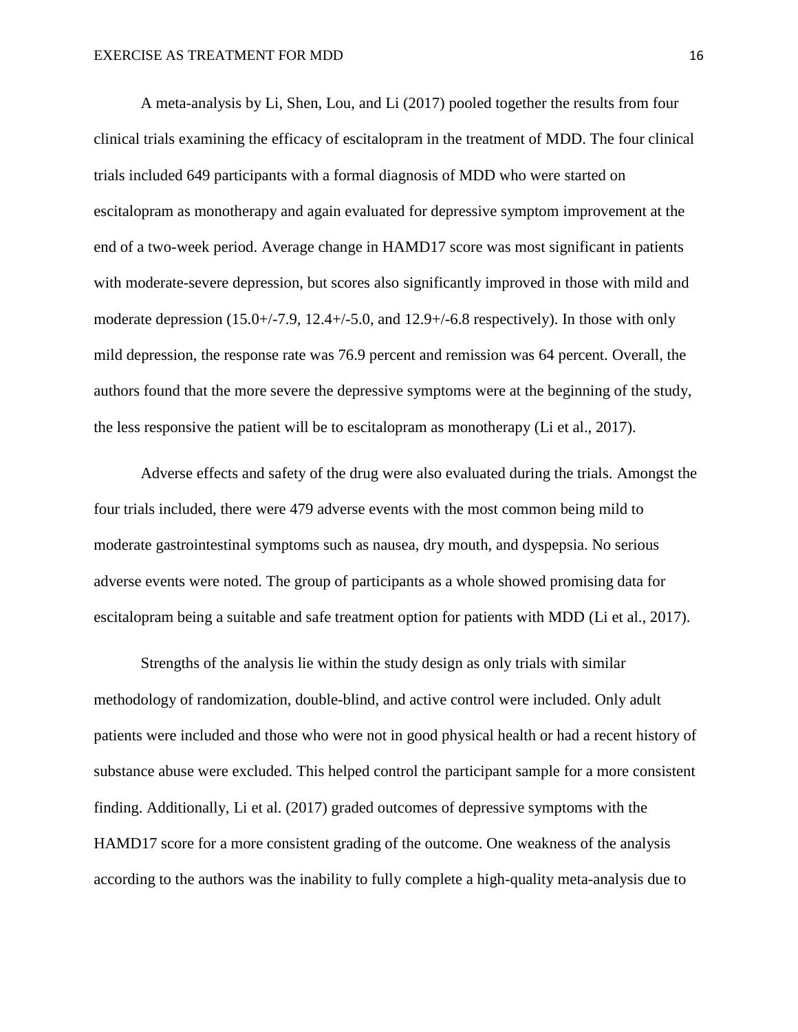A meta-analysis by Li, Shen, Lou, and Li (2017) pooled together the results from four clinical trials examining the efficacy of escitalopram in the treatment of MDD. The four clinical trials included 649 participants with a formal diagnosis of MDD who were started on escitalopram as monotherapy and again evaluated for depressive symptom improvement at the end of a two-week period. Average change in HAMD17 score was most significant in patients with moderate-severe depression, but scores also significantly improved in those with mild and moderate depression (15.0+/-7.9, 12.4+/-5.0, and 12.9+/-6.8 respectively). In those with only mild depression, the response rate was 76.9 percent and remission was 64 percent. Overall, the authors found that the more severe the depressive symptoms were at the beginning of the study, the less responsive the patient will be to escitalopram as monotherapy (Li et al., 2017).

Adverse effects and safety of the drug were also evaluated during the trials. Amongst the four trials included, there were 479 adverse events with the most common being mild to moderate gastrointestinal symptoms such as nausea, dry mouth, and dyspepsia. No serious adverse events were noted. The group of participants as a whole showed promising data for escitalopram being a suitable and safe treatment option for patients with MDD (Li et al., 2017).

Strengths of the analysis lie within the study design as only trials with similar methodology of randomization, double-blind, and active control were included. Only adult patients were included and those who were not in good physical health or had a recent history of substance abuse were excluded. This helped control the participant sample for a more consistent finding. Additionally, Li et al. (2017) graded outcomes of depressive symptoms with the HAMD17 score for a more consistent grading of the outcome. One weakness of the analysis according to the authors was the inability to fully complete a high-quality meta-analysis due to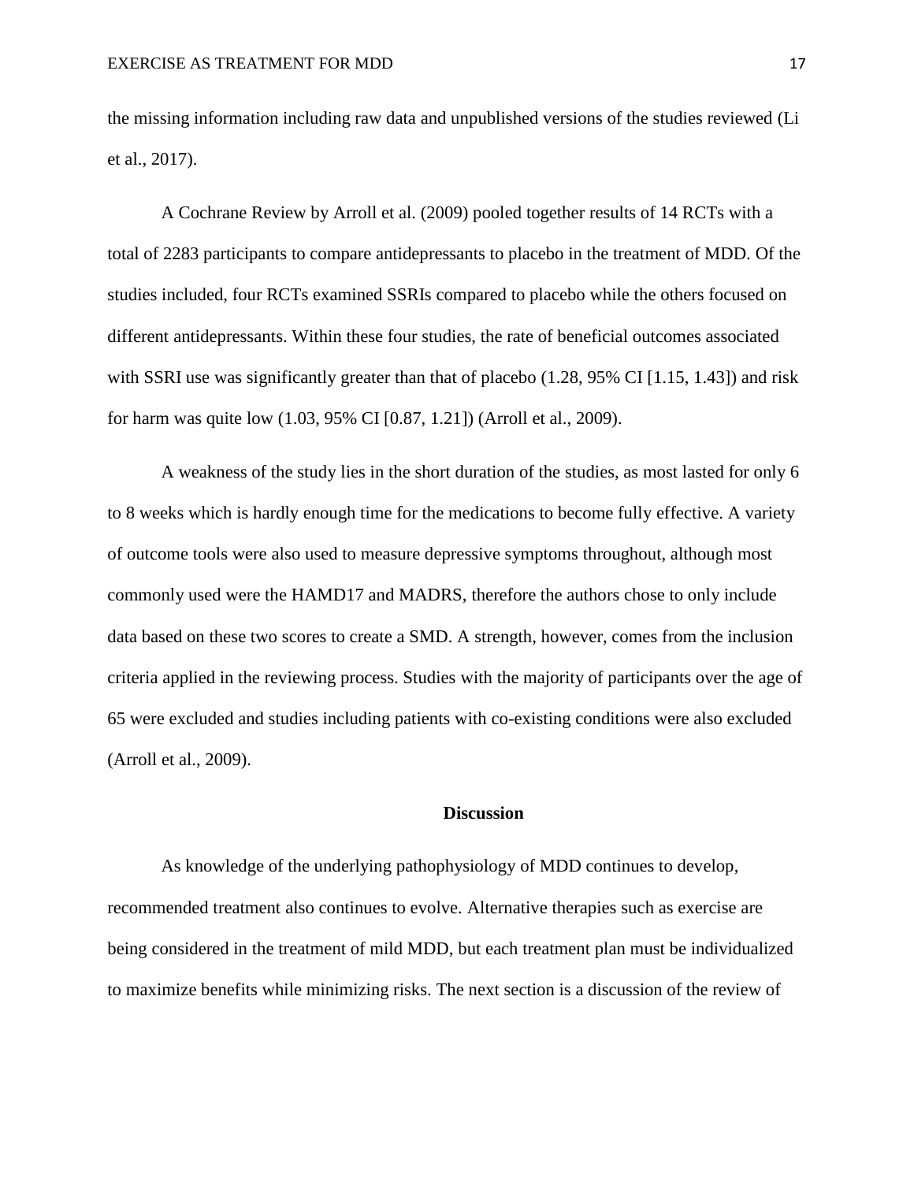the missing information including raw data and unpublished versions of the studies reviewed (Li et al., 2017).

A Cochrane Review by Arroll et al. (2009) pooled together results of 14 RCTs with a total of 2283 participants to compare antidepressants to placebo in the treatment of MDD. Of the studies included, four RCTs examined SSRIs compared to placebo while the others focused on different antidepressants. Within these four studies, the rate of beneficial outcomes associated with SSRI use was significantly greater than that of placebo (1.28, 95% CI [1.15, 1.43]) and risk for harm was quite low (1.03, 95% CI [0.87, 1.21]) (Arroll et al., 2009).

A weakness of the study lies in the short duration of the studies, as most lasted for only 6 to 8 weeks which is hardly enough time for the medications to become fully effective. A variety of outcome tools were also used to measure depressive symptoms throughout, although most commonly used were the HAMD17 and MADRS, therefore the authors chose to only include data based on these two scores to create a SMD. A strength, however, comes from the inclusion criteria applied in the reviewing process. Studies with the majority of participants over the age of 65 were excluded and studies including patients with co-existing conditions were also excluded (Arroll et al., 2009).

## Discussion

As knowledge of the underlying pathophysiology of MDD continues to develop, recommended treatment also continues to evolve. Alternative therapies such as exercise are being considered in the treatment of mild MDD, but each treatment plan must be individualized to maximize benefits while minimizing risks. The next section is a discussion of the review of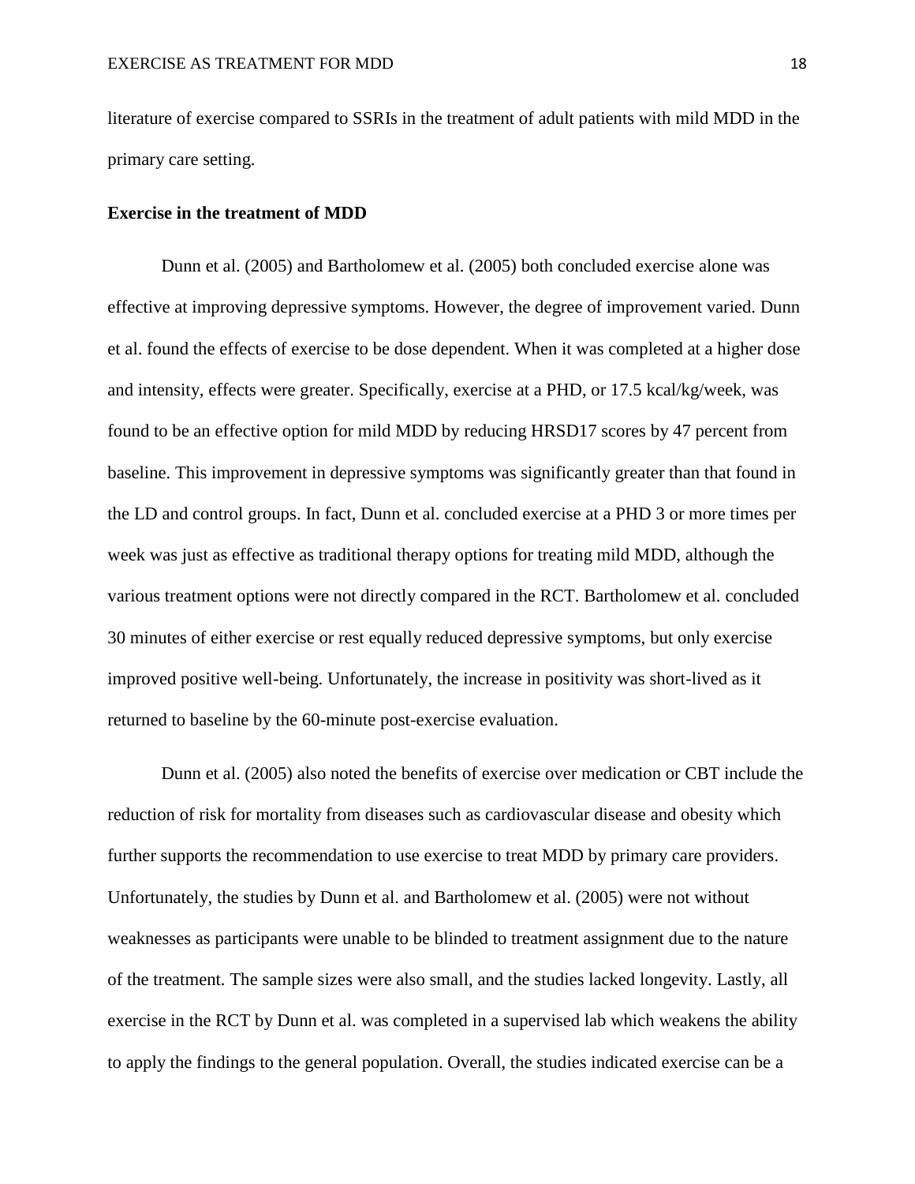literature of exercise compared to SSRIs in the treatment of adult patients with mild MDD in the primary care setting.

**Exercise in the treatment of MDD**

Dunn et al. (2005) and Bartholomew et al. (2005) both concluded exercise alone was effective at improving depressive symptoms. However, the degree of improvement varied. Dunn et al. found the effects of exercise to be dose dependent. When it was completed at a higher dose and intensity, effects were greater. Specifically, exercise at a PHD, or 17.5 kcal/kg/week, was found to be an effective option for mild MDD by reducing HRSD17 scores by 47 percent from baseline. This improvement in depressive symptoms was significantly greater than that found in the LD and control groups. In fact, Dunn et al. concluded exercise at a PHD 3 or more times per week was just as effective as traditional therapy options for treating mild MDD, although the various treatment options were not directly compared in the RCT. Bartholomew et al. concluded 30 minutes of either exercise or rest equally reduced depressive symptoms, but only exercise improved positive well-being. Unfortunately, the increase in positivity was short-lived as it returned to baseline by the 60-minute post-exercise evaluation.

Dunn et al. (2005) also noted the benefits of exercise over medication or CBT include the reduction of risk for mortality from diseases such as cardiovascular disease and obesity which further supports the recommendation to use exercise to treat MDD by primary care providers. Unfortunately, the studies by Dunn et al. and Bartholomew et al. (2005) were not without weaknesses as participants were unable to be blinded to treatment assignment due to the nature of the treatment. The sample sizes were also small, and the studies lacked longevity. Lastly, all exercise in the RCT by Dunn et al. was completed in a supervised lab which weakens the ability to apply the findings to the general population. Overall, the studies indicated exercise can be a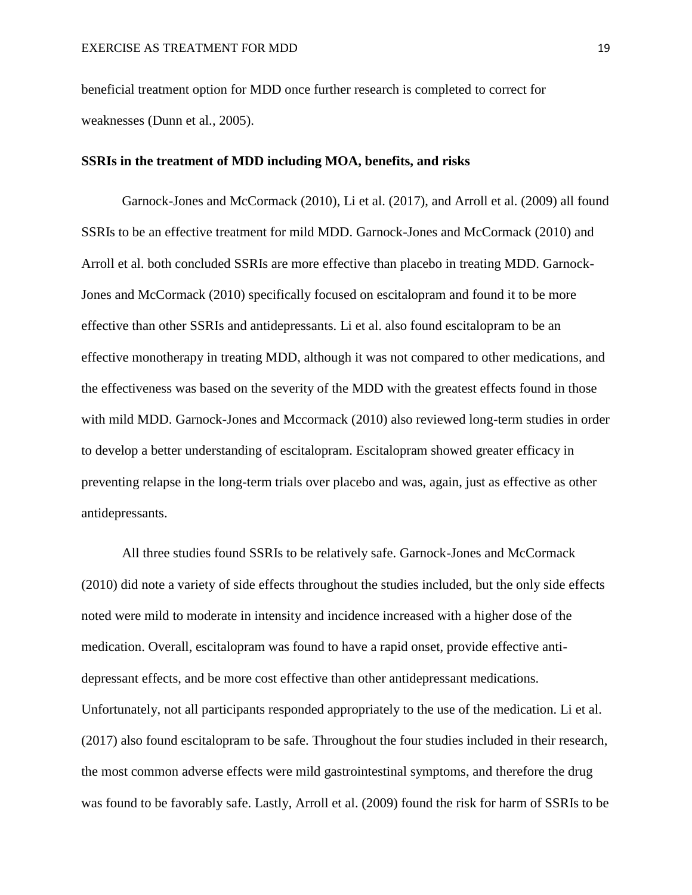beneficial treatment option for MDD once further research is completed to correct for weaknesses (Dunn et al., 2005).

**SSRIs in the treatment of MDD including MOA, benefits, and risks**

Garnock-Jones and McCormack (2010), Li et al. (2017), and Arroll et al. (2009) all found SSRIs to be an effective treatment for mild MDD. Garnock-Jones and McCormack (2010) and Arroll et al. both concluded SSRIs are more effective than placebo in treating MDD. Garnock-Jones and McCormack (2010) specifically focused on escitalopram and found it to be more effective than other SSRIs and antidepressants. Li et al. also found escitalopram to be an effective monotherapy in treating MDD, although it was not compared to other medications, and the effectiveness was based on the severity of the MDD with the greatest effects found in those with mild MDD. Garnock-Jones and Mccormack (2010) also reviewed long-term studies in order to develop a better understanding of escitalopram. Escitalopram showed greater efficacy in preventing relapse in the long-term trials over placebo and was, again, just as effective as other antidepressants.

All three studies found SSRIs to be relatively safe. Garnock-Jones and McCormack (2010) did note a variety of side effects throughout the studies included, but the only side effects noted were mild to moderate in intensity and incidence increased with a higher dose of the medication. Overall, escitalopram was found to have a rapid onset, provide effective anti-depressant effects, and be more cost effective than other antidepressant medications. Unfortunately, not all participants responded appropriately to the use of the medication. Li et al. (2017) also found escitalopram to be safe. Throughout the four studies included in their research, the most common adverse effects were mild gastrointestinal symptoms, and therefore the drug was found to be favorably safe. Lastly, Arroll et al. (2009) found the risk for harm of SSRIs to be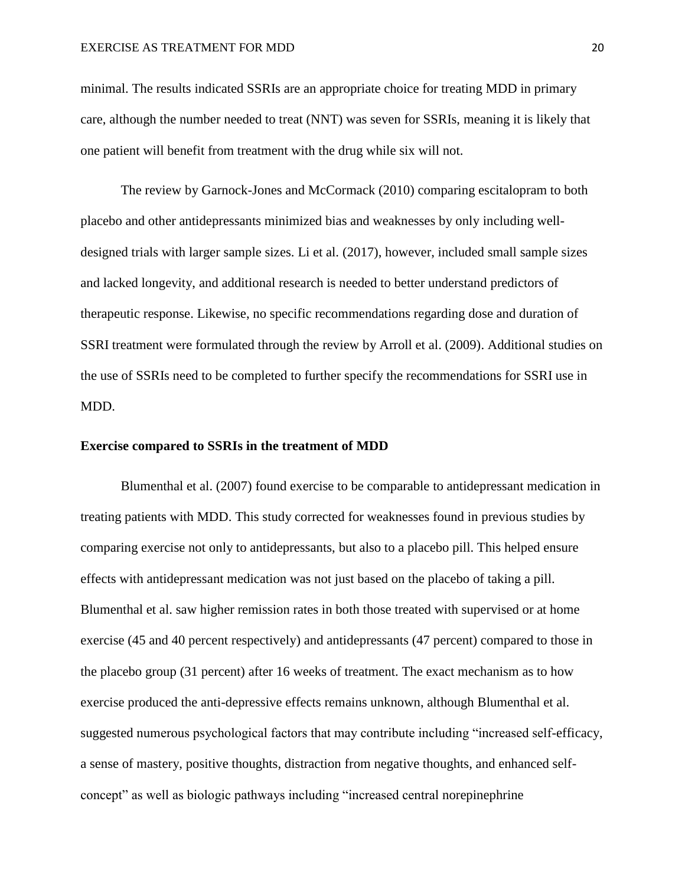minimal. The results indicated SSRIs are an appropriate choice for treating MDD in primary care, although the number needed to treat (NNT) was seven for SSRIs, meaning it is likely that one patient will benefit from treatment with the drug while six will not.

The review by Garnock-Jones and McCormack (2010) comparing escitalopram to both placebo and other antidepressants minimized bias and weaknesses by only including well-designed trials with larger sample sizes. Li et al. (2017), however, included small sample sizes and lacked longevity, and additional research is needed to better understand predictors of therapeutic response. Likewise, no specific recommendations regarding dose and duration of SSRI treatment were formulated through the review by Arroll et al. (2009). Additional studies on the use of SSRIs need to be completed to further specify the recommendations for SSRI use in MDD.

**Exercise compared to SSRIs in the treatment of MDD**

Blumenthal et al. (2007) found exercise to be comparable to antidepressant medication in treating patients with MDD. This study corrected for weaknesses found in previous studies by comparing exercise not only to antidepressants, but also to a placebo pill. This helped ensure effects with antidepressant medication was not just based on the placebo of taking a pill. Blumenthal et al. saw higher remission rates in both those treated with supervised or at home exercise (45 and 40 percent respectively) and antidepressants (47 percent) compared to those in the placebo group (31 percent) after 16 weeks of treatment. The exact mechanism as to how exercise produced the anti-depressive effects remains unknown, although Blumenthal et al. suggested numerous psychological factors that may contribute including "increased self-efficacy, a sense of mastery, positive thoughts, distraction from negative thoughts, and enhanced self-concept" as well as biologic pathways including "increased central norepinephrine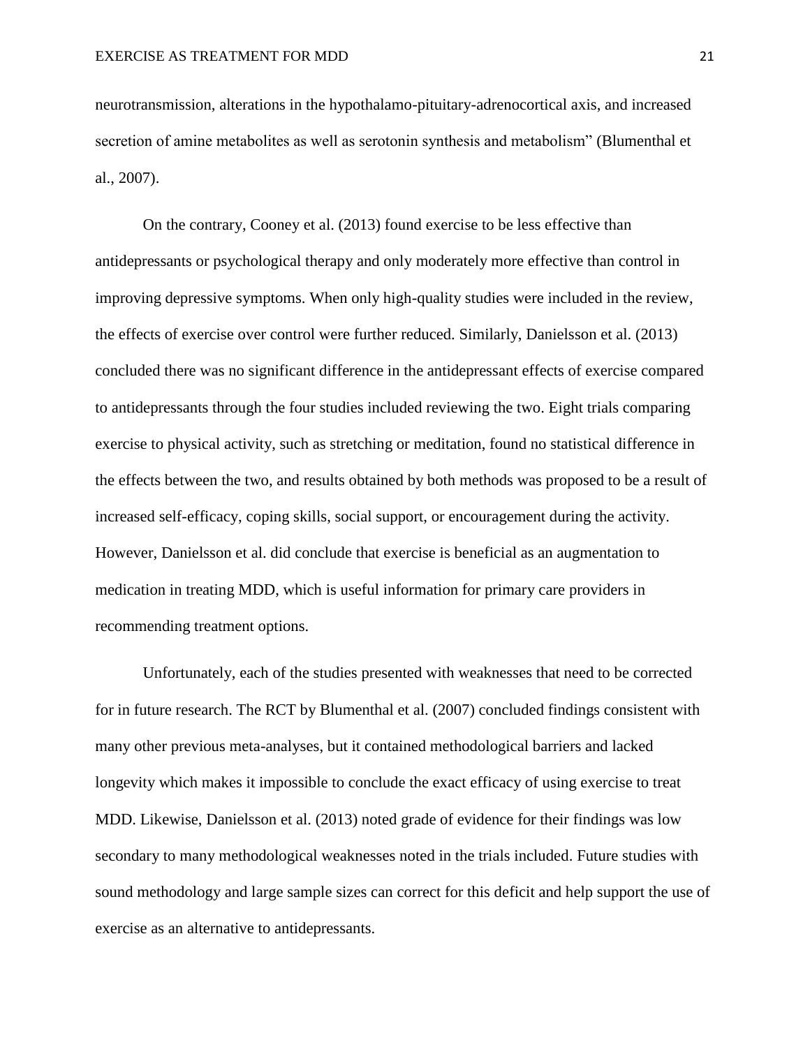neurotransmission, alterations in the hypothalamo-pituitary-adrenocortical axis, and increased secretion of amine metabolites as well as serotonin synthesis and metabolism" (Blumenthal et al., 2007).

On the contrary, Cooney et al. (2013) found exercise to be less effective than antidepressants or psychological therapy and only moderately more effective than control in improving depressive symptoms. When only high-quality studies were included in the review, the effects of exercise over control were further reduced. Similarly, Danielsson et al. (2013) concluded there was no significant difference in the antidepressant effects of exercise compared to antidepressants through the four studies included reviewing the two. Eight trials comparing exercise to physical activity, such as stretching or meditation, found no statistical difference in the effects between the two, and results obtained by both methods was proposed to be a result of increased self-efficacy, coping skills, social support, or encouragement during the activity. However, Danielsson et al. did conclude that exercise is beneficial as an augmentation to medication in treating MDD, which is useful information for primary care providers in recommending treatment options.

Unfortunately, each of the studies presented with weaknesses that need to be corrected for in future research. The RCT by Blumenthal et al. (2007) concluded findings consistent with many other previous meta-analyses, but it contained methodological barriers and lacked longevity which makes it impossible to conclude the exact efficacy of using exercise to treat MDD. Likewise, Danielsson et al. (2013) noted grade of evidence for their findings was low secondary to many methodological weaknesses noted in the trials included. Future studies with sound methodology and large sample sizes can correct for this deficit and help support the use of exercise as an alternative to antidepressants.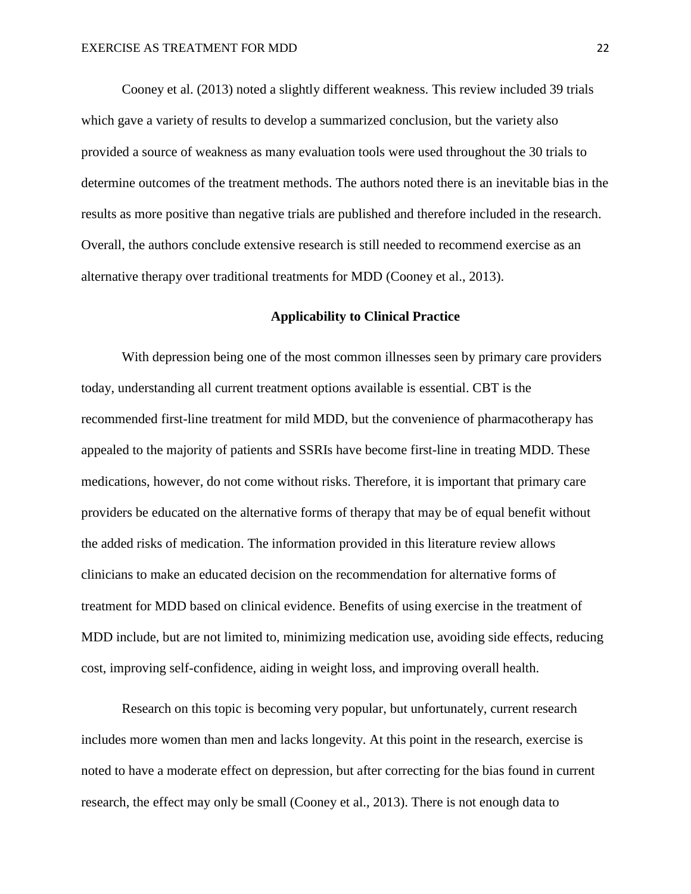Cooney et al. (2013) noted a slightly different weakness. This review included 39 trials which gave a variety of results to develop a summarized conclusion, but the variety also provided a source of weakness as many evaluation tools were used throughout the 30 trials to determine outcomes of the treatment methods. The authors noted there is an inevitable bias in the results as more positive than negative trials are published and therefore included in the research. Overall, the authors conclude extensive research is still needed to recommend exercise as an alternative therapy over traditional treatments for MDD (Cooney et al., 2013).

## Applicability to Clinical Practice

With depression being one of the most common illnesses seen by primary care providers today, understanding all current treatment options available is essential. CBT is the recommended first-line treatment for mild MDD, but the convenience of pharmacotherapy has appealed to the majority of patients and SSRIs have become first-line in treating MDD. These medications, however, do not come without risks. Therefore, it is important that primary care providers be educated on the alternative forms of therapy that may be of equal benefit without the added risks of medication. The information provided in this literature review allows clinicians to make an educated decision on the recommendation for alternative forms of treatment for MDD based on clinical evidence. Benefits of using exercise in the treatment of MDD include, but are not limited to, minimizing medication use, avoiding side effects, reducing cost, improving self-confidence, aiding in weight loss, and improving overall health.

Research on this topic is becoming very popular, but unfortunately, current research includes more women than men and lacks longevity. At this point in the research, exercise is noted to have a moderate effect on depression, but after correcting for the bias found in current research, the effect may only be small (Cooney et al., 2013). There is not enough data to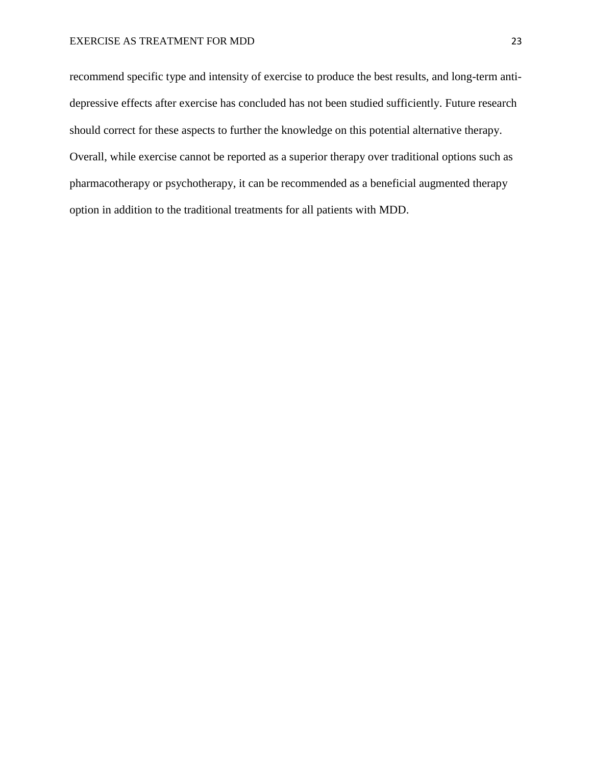recommend specific type and intensity of exercise to produce the best results, and long-term anti-depressive effects after exercise has concluded has not been studied sufficiently. Future research should correct for these aspects to further the knowledge on this potential alternative therapy. Overall, while exercise cannot be reported as a superior therapy over traditional options such as pharmacotherapy or psychotherapy, it can be recommended as a beneficial augmented therapy option in addition to the traditional treatments for all patients with MDD.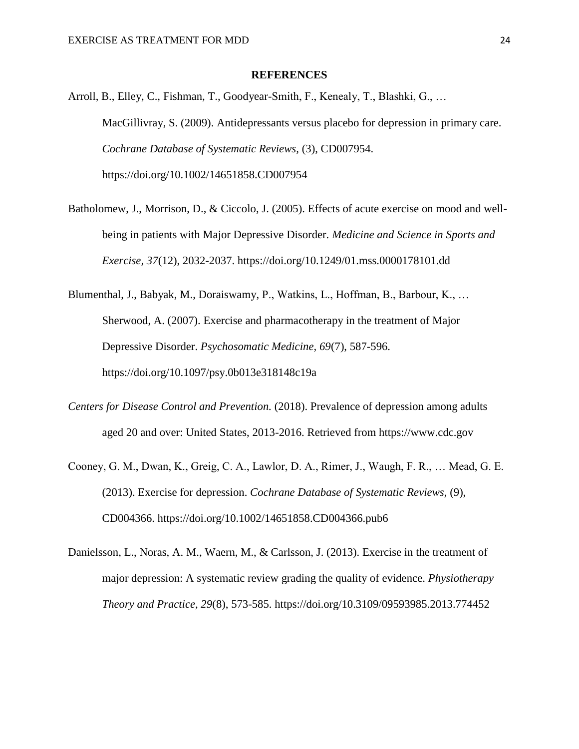**REFERENCES**

Arroll, B., Elley, C., Fishman, T., Goodyear-Smith, F., Kenealy, T., Blashki, G., … MacGillivray, S. (2009). Antidepressants versus placebo for depression in primary care. *Cochrane Database of Systematic Reviews*, (3), CD007954. https://doi.org/10.1002/14651858.CD007954

Batholomew, J., Morrison, D., & Ciccolo, J. (2005). Effects of acute exercise on mood and well-being in patients with Major Depressive Disorder. *Medicine and Science in Sports and Exercise, 37*(12), 2032-2037. https://doi.org/10.1249/01.mss.0000178101.dd

Blumenthal, J., Babyak, M., Doraiswamy, P., Watkins, L., Hoffman, B., Barbour, K., … Sherwood, A. (2007). Exercise and pharmacotherapy in the treatment of Major Depressive Disorder. *Psychosomatic Medicine, 69*(7), 587-596. https://doi.org/10.1097/psy.0b013e318148c19a

*Centers for Disease Control and Prevention.* (2018). Prevalence of depression among adults aged 20 and over: United States, 2013-2016. Retrieved from https://www.cdc.gov

Cooney, G. M., Dwan, K., Greig, C. A., Lawlor, D. A., Rimer, J., Waugh, F. R., … Mead, G. E. (2013). Exercise for depression. *Cochrane Database of Systematic Reviews*, (9), CD004366. https://doi.org/10.1002/14651858.CD004366.pub6

Danielsson, L., Noras, A. M., Waern, M., & Carlsson, J. (2013). Exercise in the treatment of major depression: A systematic review grading the quality of evidence. *Physiotherapy Theory and Practice, 29*(8), 573-585. https://doi.org/10.3109/09593985.2013.774452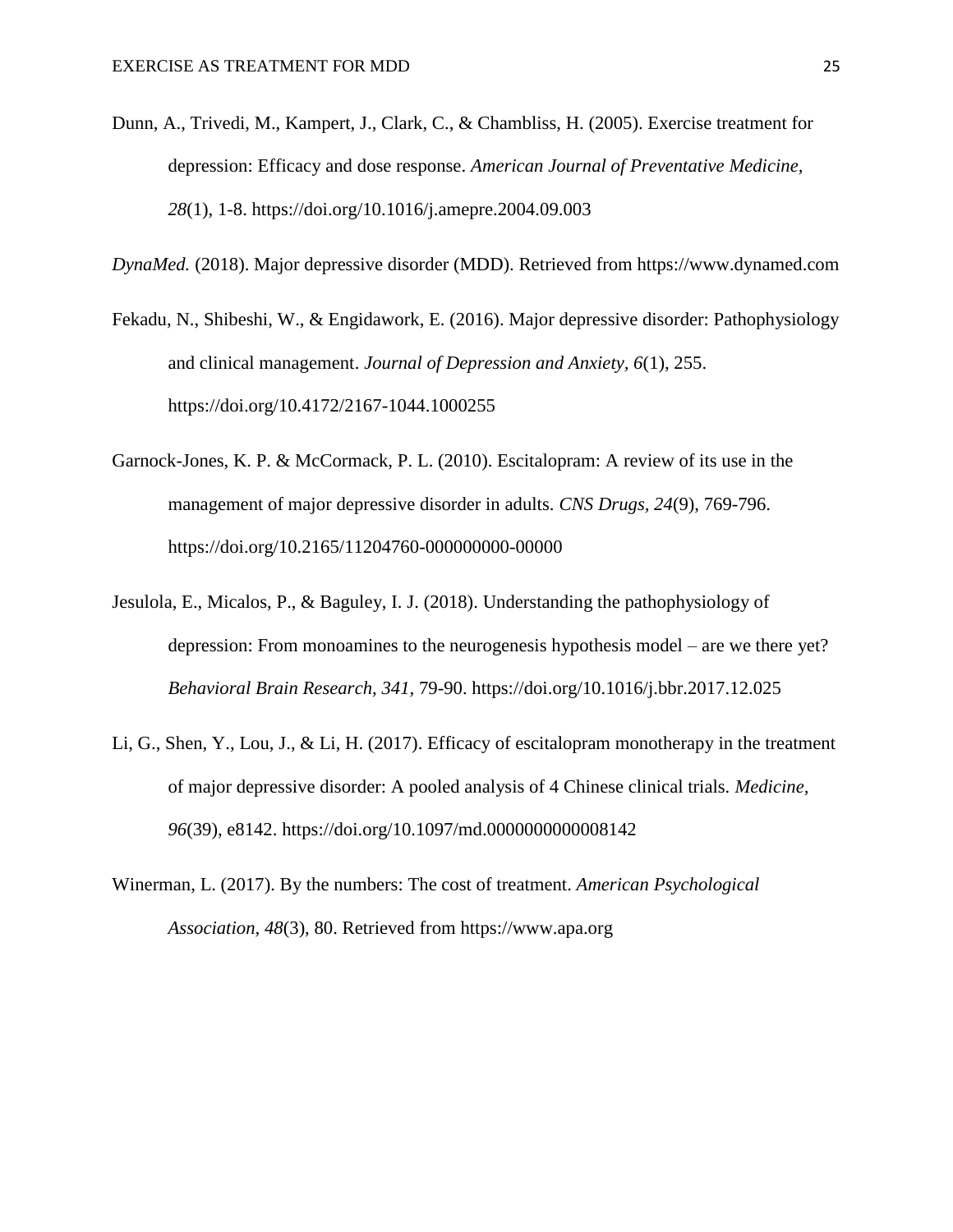Dunn, A., Trivedi, M., Kampert, J., Clark, C., & Chambliss, H. (2005). Exercise treatment for depression: Efficacy and dose response. *American Journal of Preventative Medicine, 28*(1), 1-8. https://doi.org/10.1016/j.amepre.2004.09.003

*DynaMed.* (2018). Major depressive disorder (MDD). Retrieved from https://www.dynamed.com

Fekadu, N., Shibeshi, W., & Engidawork, E. (2016). Major depressive disorder: Pathophysiology and clinical management. *Journal of Depression and Anxiety, 6*(1), 255. https://doi.org/10.4172/2167-1044.1000255

Garnock-Jones, K. P. & McCormack, P. L. (2010). Escitalopram: A review of its use in the management of major depressive disorder in adults. *CNS Drugs, 24*(9), 769-796. https://doi.org/10.2165/11204760-000000000-00000

Jesulola, E., Micalos, P., & Baguley, I. J. (2018). Understanding the pathophysiology of depression: From monoamines to the neurogenesis hypothesis model – are we there yet? *Behavioral Brain Research, 341*, 79-90. https://doi.org/10.1016/j.bbr.2017.12.025

Li, G., Shen, Y., Lou, J., & Li, H. (2017). Efficacy of escitalopram monotherapy in the treatment of major depressive disorder: A pooled analysis of 4 Chinese clinical trials. *Medicine, 96*(39), e8142. https://doi.org/10.1097/md.0000000000008142

Winerman, L. (2017). By the numbers: The cost of treatment. *American Psychological Association, 48*(3), 80. Retrieved from https://www.apa.org